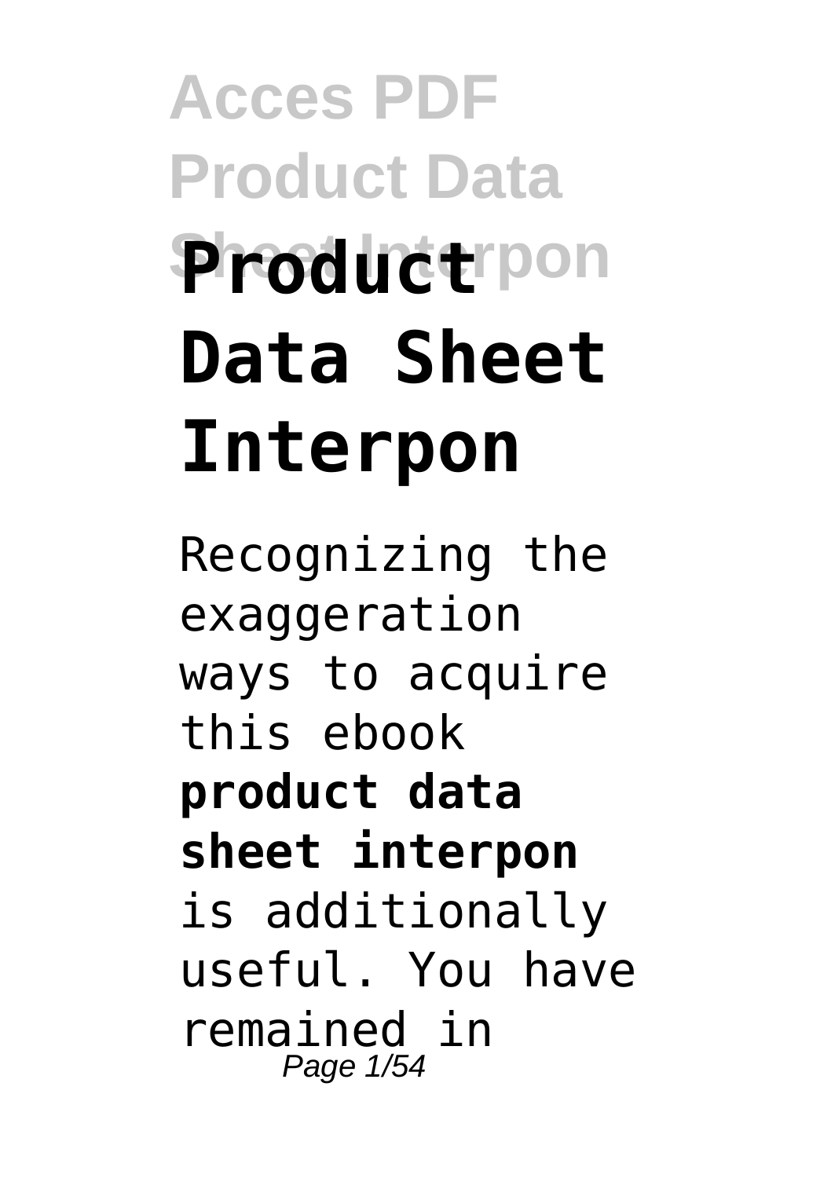# Product Data Sheet Interpon

Recognizing the exaggeration ways to acquire this ebook **product data sheet interpon** is additionally useful. You have remained in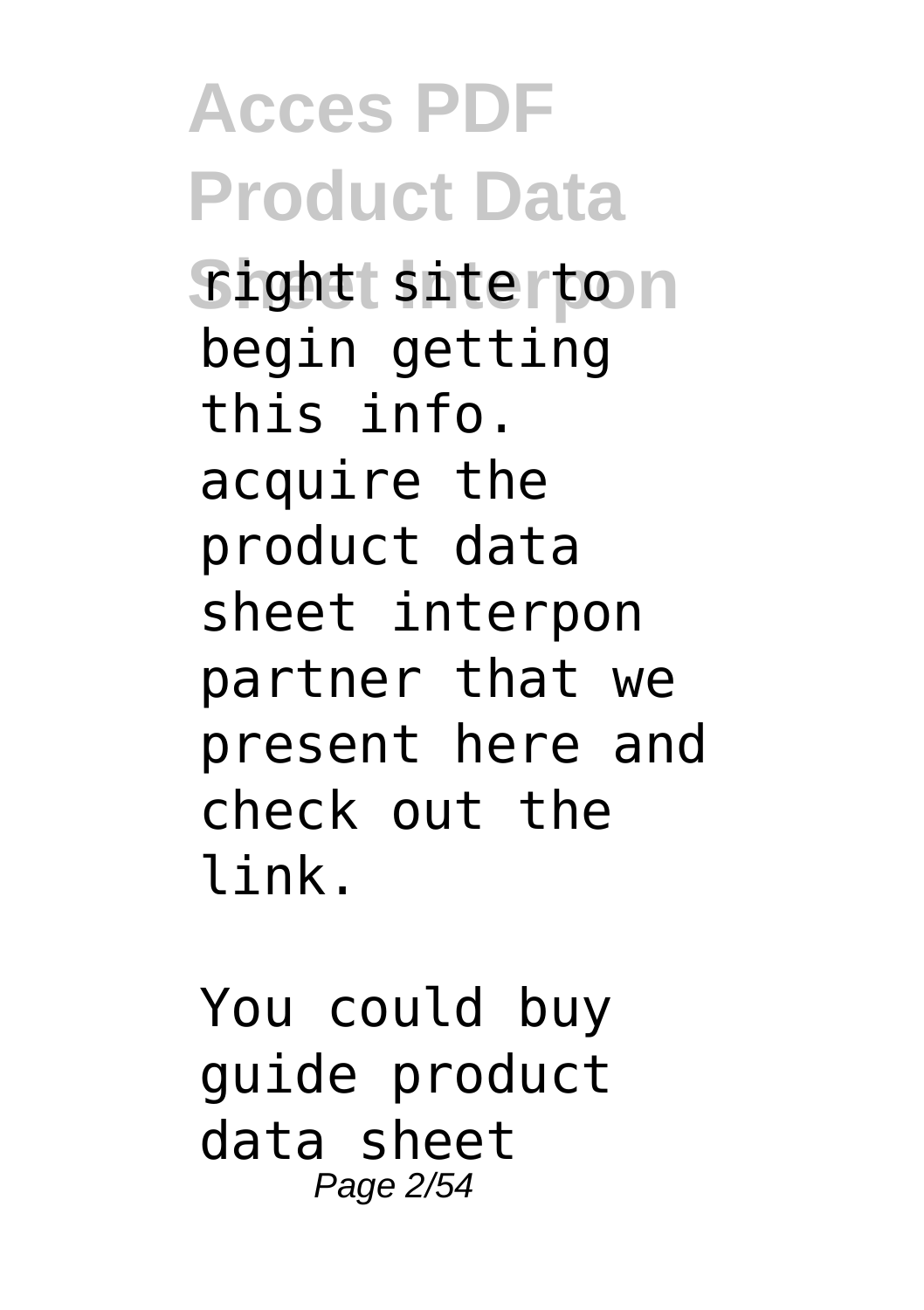right site to begin getting this info. acquire the product data sheet interpon partner that we present here and check out the link.

You could buy guide product data sheet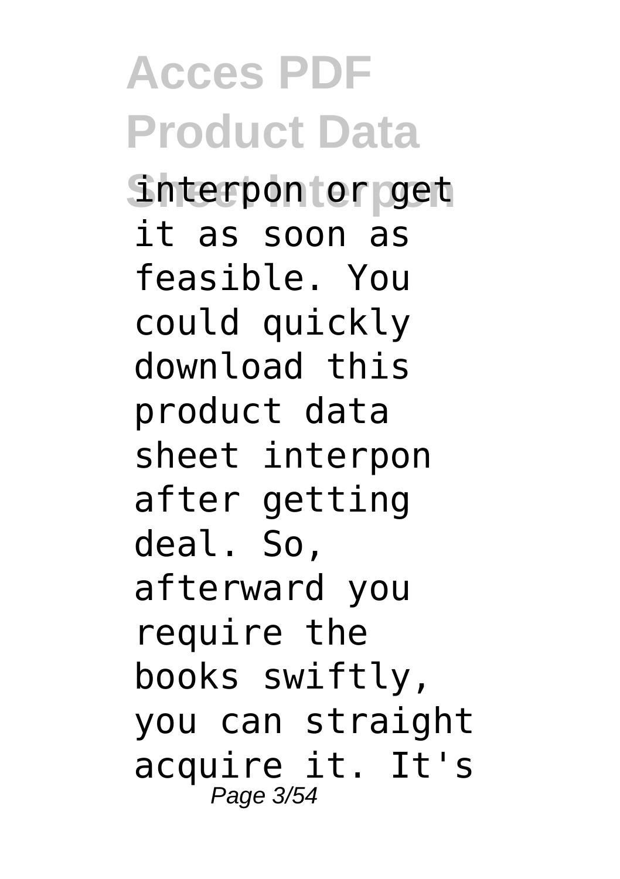interpon or get it as soon as feasible. You could quickly download this product data sheet interpon after getting deal. So, afterward you require the books swiftly, you can straight acquire it. It's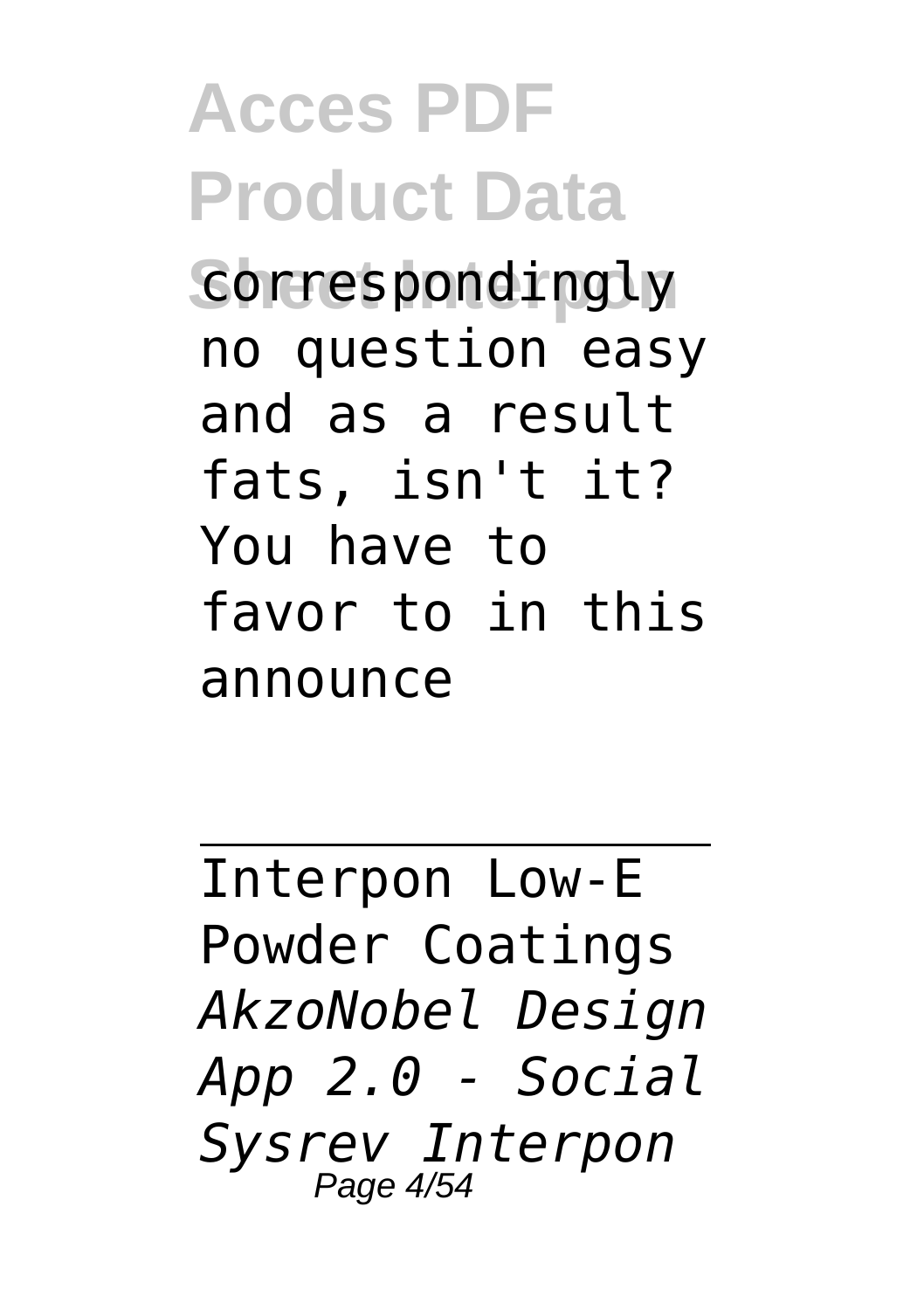correspondingly no question easy and as a result fats, isn't it? You have to favor to in this announce

---

Interpon Low-E Powder Coatings *AkzoNobel Design App 2.0 - Social Sysrev Interpon*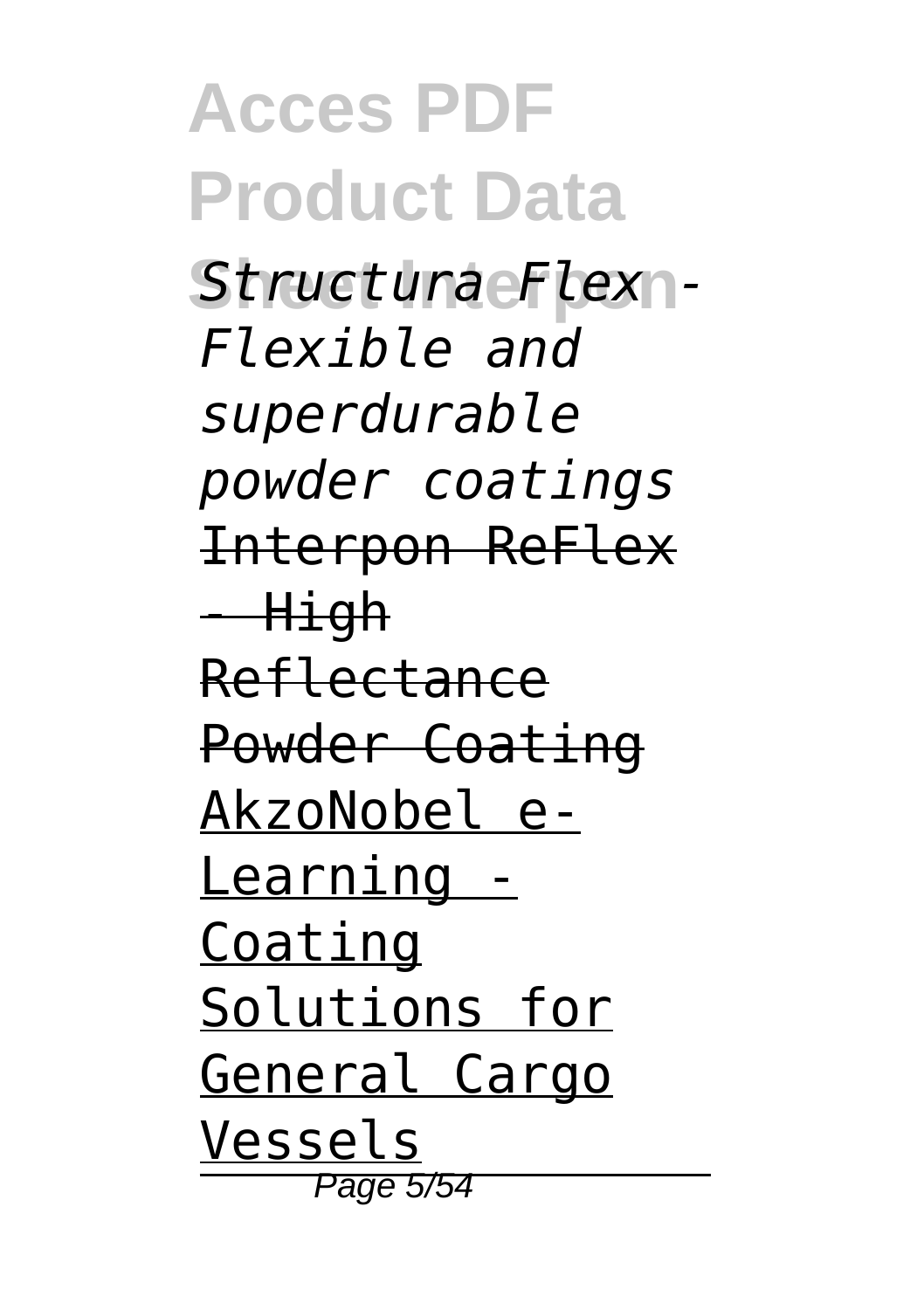*Structura Flex - Flexible and superdurable powder coatings* ~~Interpon ReFlex - High Reflectance Powder Coating~~ AkzoNobel e-Learning - Coating Solutions for General Cargo Vessels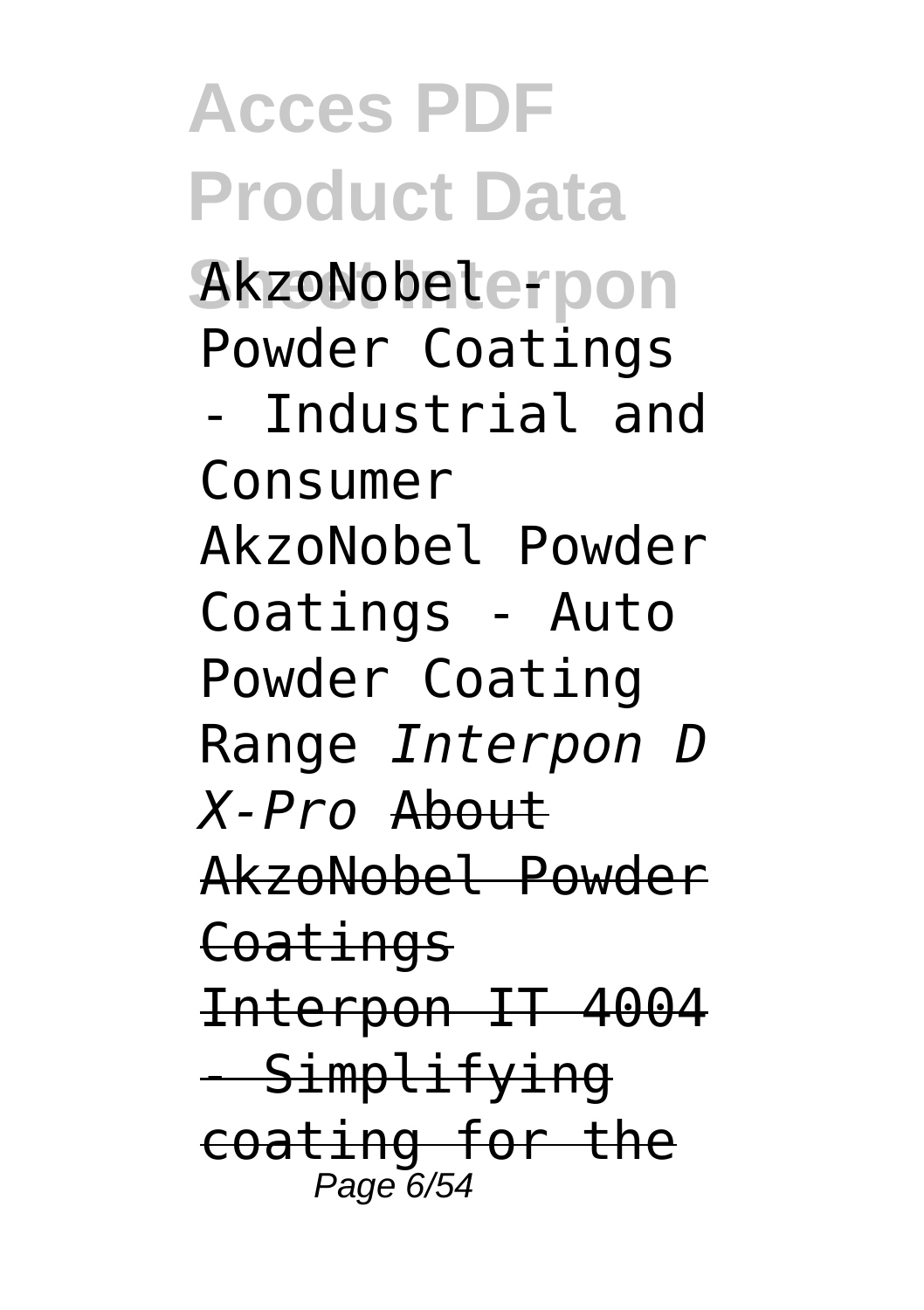AkzoNobel - Powder Coatings - Industrial and Consumer AkzoNobel Powder Coatings - Auto Powder Coating Range *Interpon D X-Pro* ~~About AkzoNobel Powder Coatings~~ ~~Interpon IT 4004 - Simplifying coating for the~~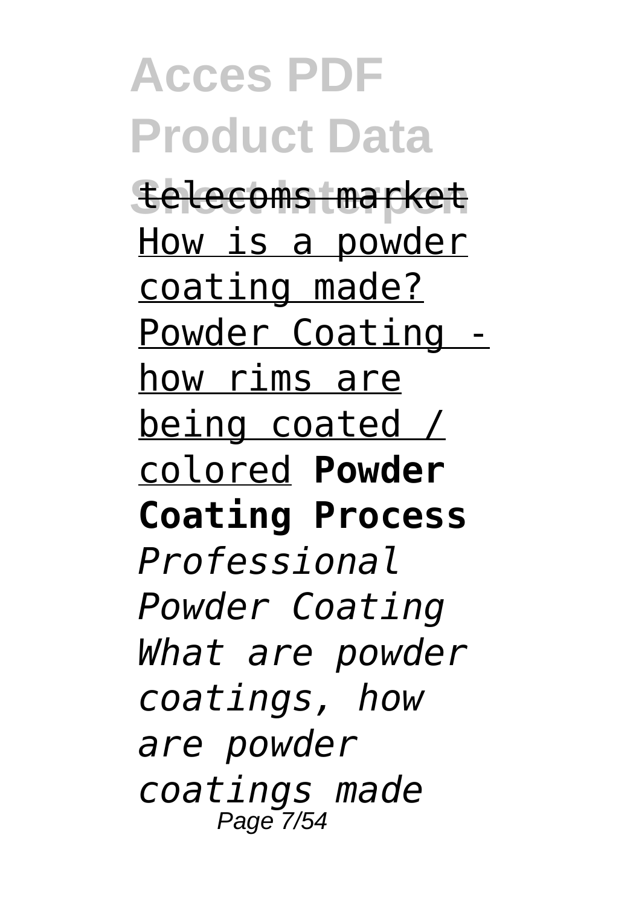telecoms market How is a powder coating made? Powder Coating - how rims are being coated / colored **Powder Coating Process** *Professional Powder Coating What are powder coatings, how are powder coatings made*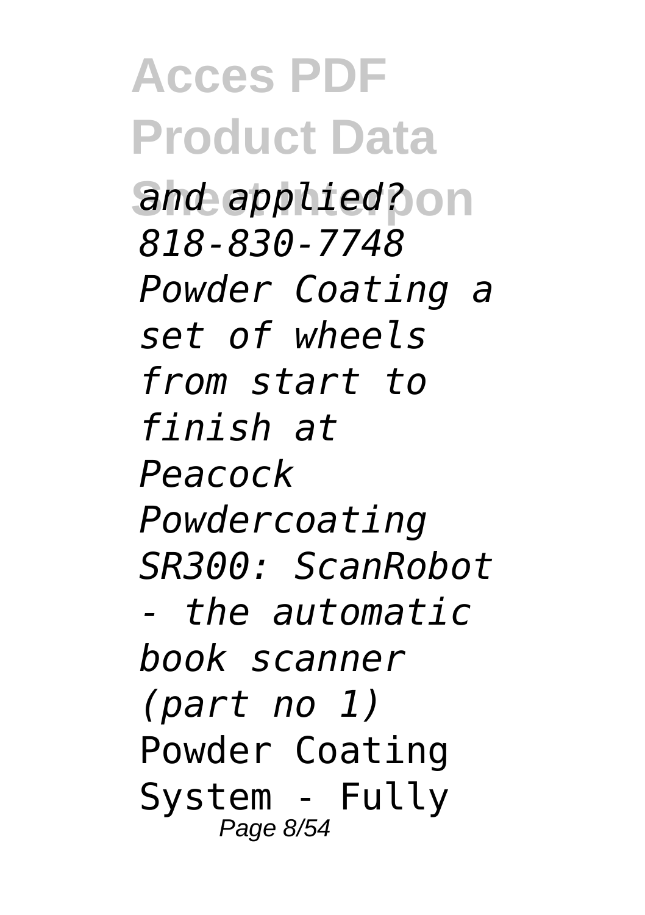*and applied? 818-830-7748 Powder Coating a set of wheels from start to finish at Peacock Powdercoating SR300: ScanRobot - the automatic book scanner (part no 1)* Powder Coating System - Fully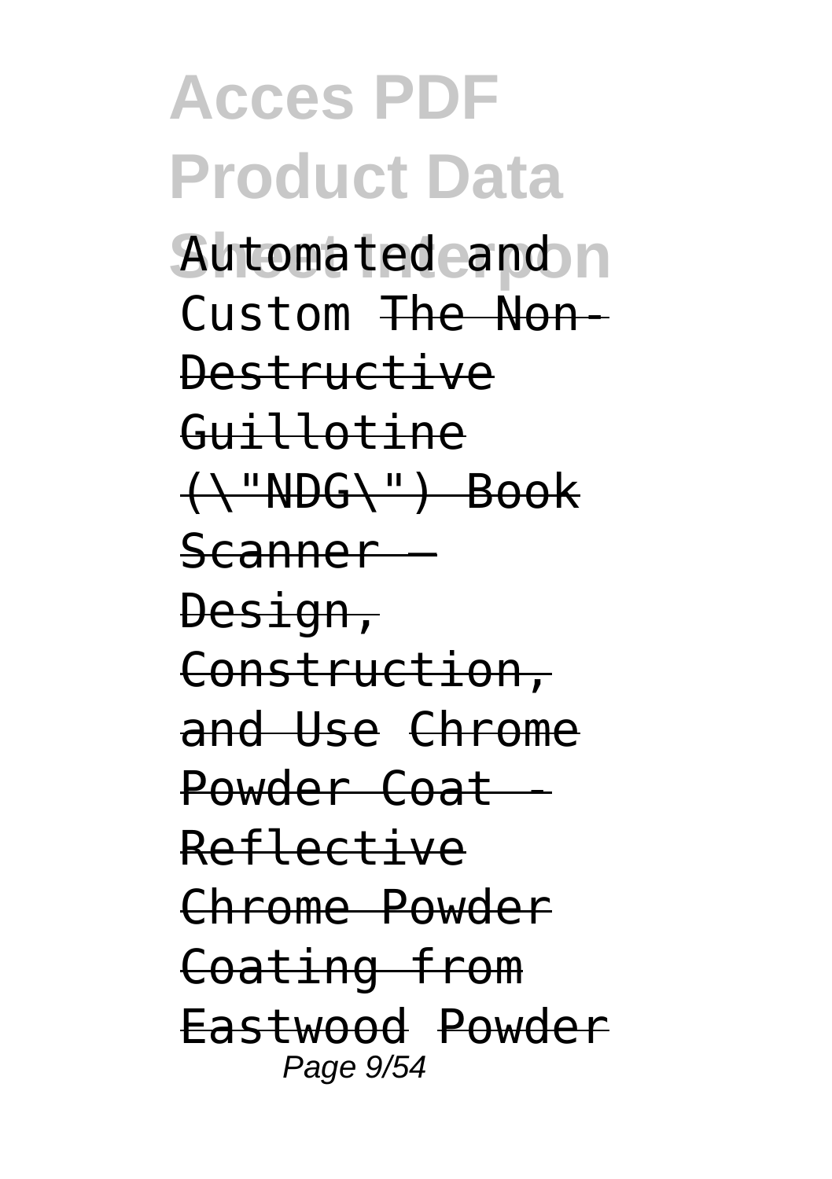Automated and Custom ~~The Non-Destructive Guillotine (\"NDG\") Book Scanner — Design, Construction, and Use~~ ~~Chrome Powder Coat - Reflective Chrome Powder Coating from Eastwood~~ ~~Powder~~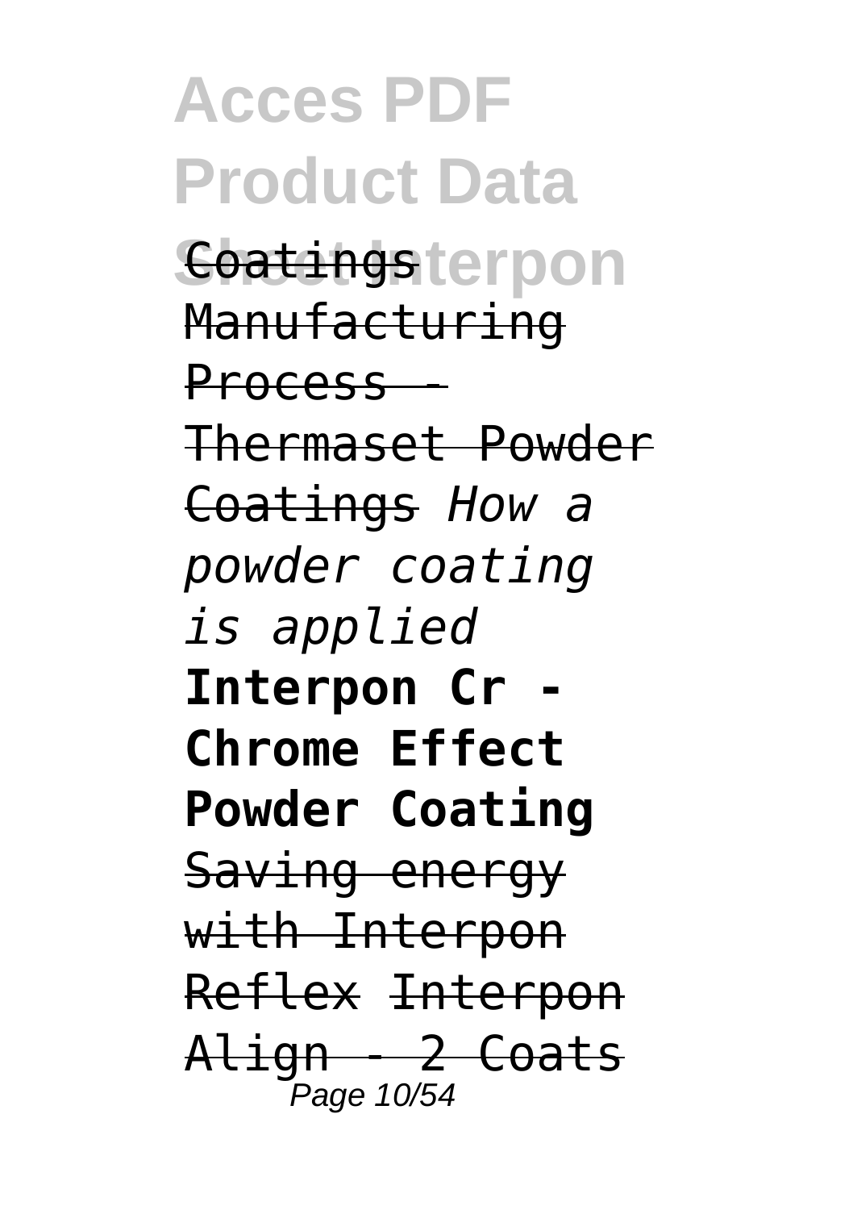Coatings Manufacturing Process - Thermaset Powder Coatings *How a powder coating is applied* **Interpon Cr - Chrome Effect Powder Coating** Saving energy with Interpon Reflex Interpon Align - 2 Coats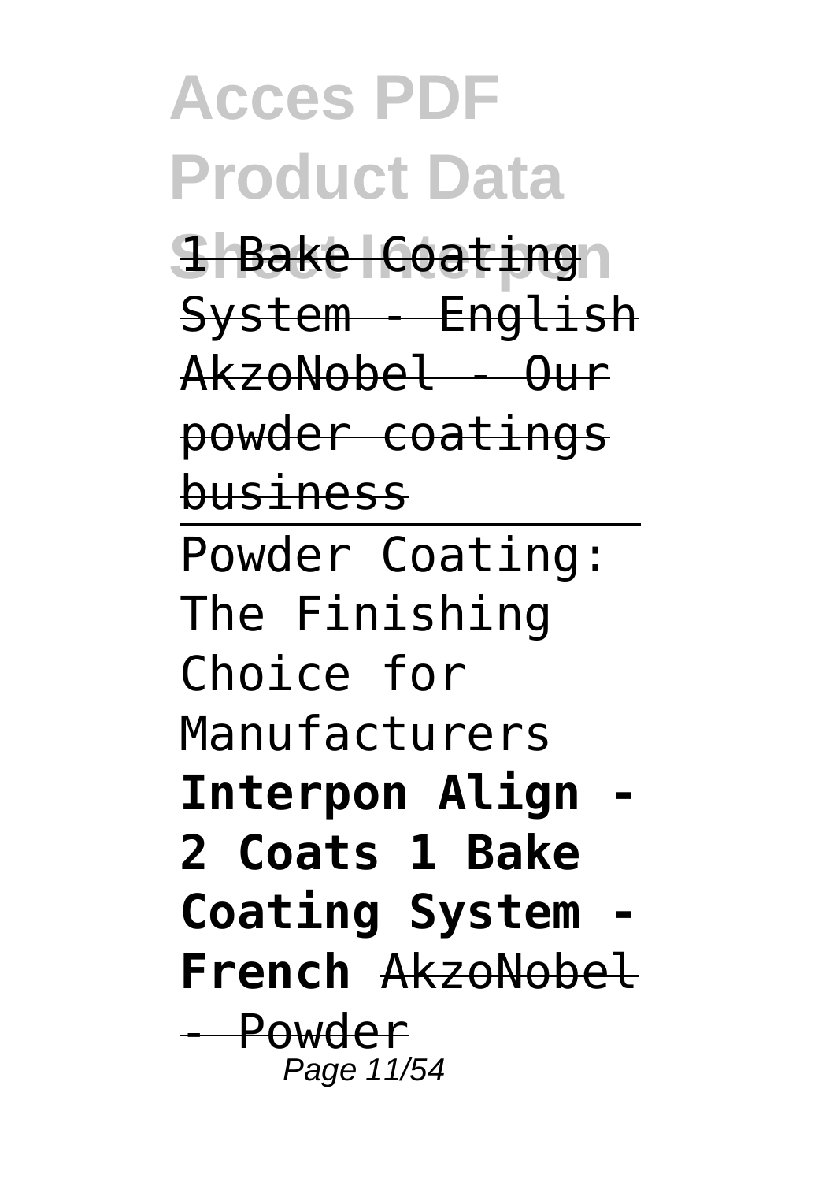1 Bake Coating System - English AkzoNobel - Our powder coatings business

Powder Coating: The Finishing Choice for Manufacturers **Interpon Align - 2 Coats 1 Bake Coating System - French** AkzoNobel - Powder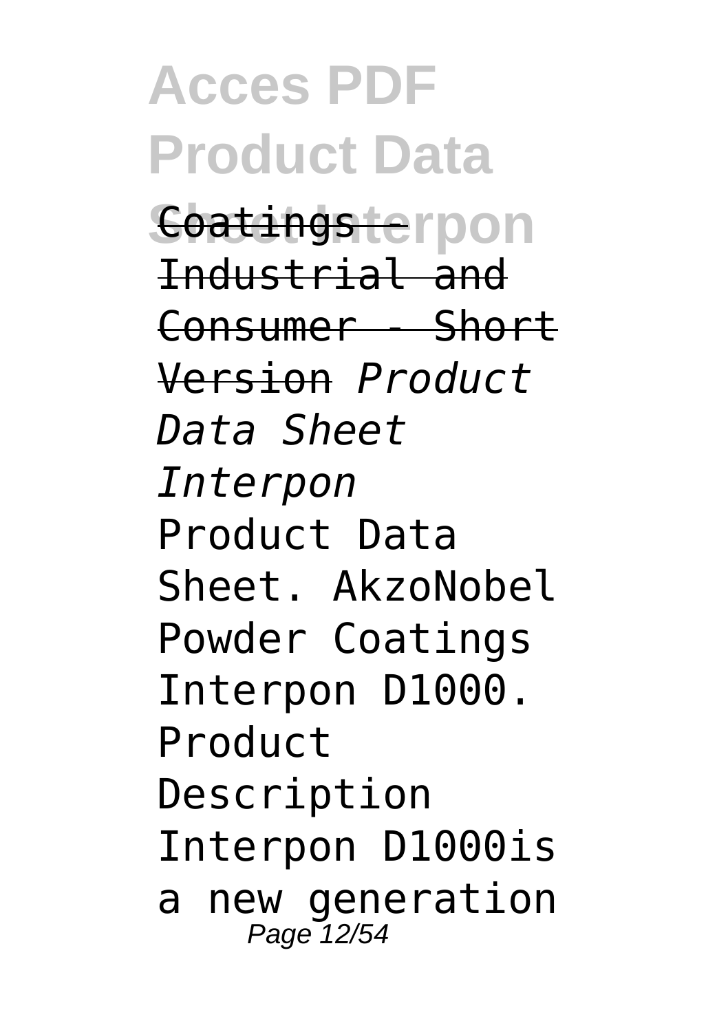~~Coatings - Industrial and Consumer - Short Version~~ *Product Data Sheet Interpon*

Product Data Sheet. AkzoNobel Powder Coatings Interpon D1000. Product Description Interpon D1000is a new generation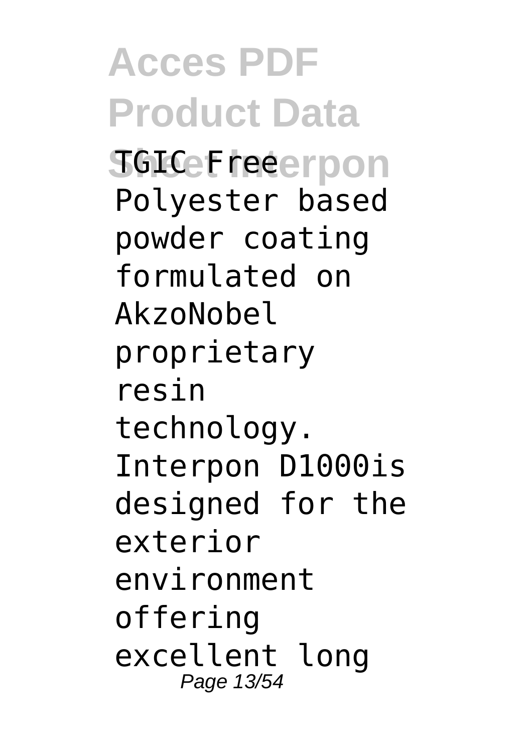TGIC Free Polyester based powder coating formulated on AkzoNobel proprietary resin technology. Interpon D1000is designed for the exterior environment offering excellent long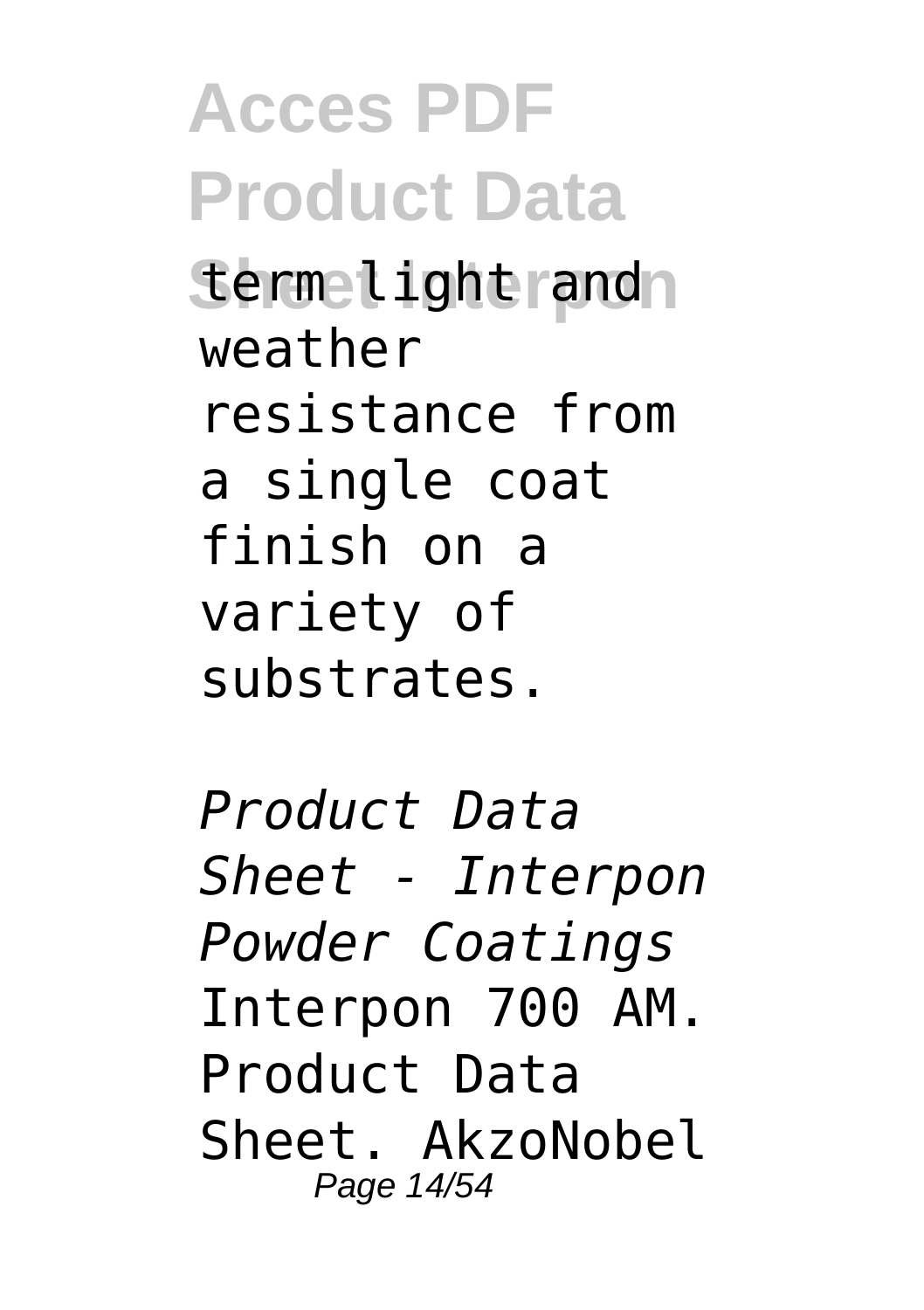term light and weather resistance from a single coat finish on a variety of substrates.

*Product Data Sheet - Interpon Powder Coatings*

Interpon 700 AM. Product Data Sheet. AkzoNobel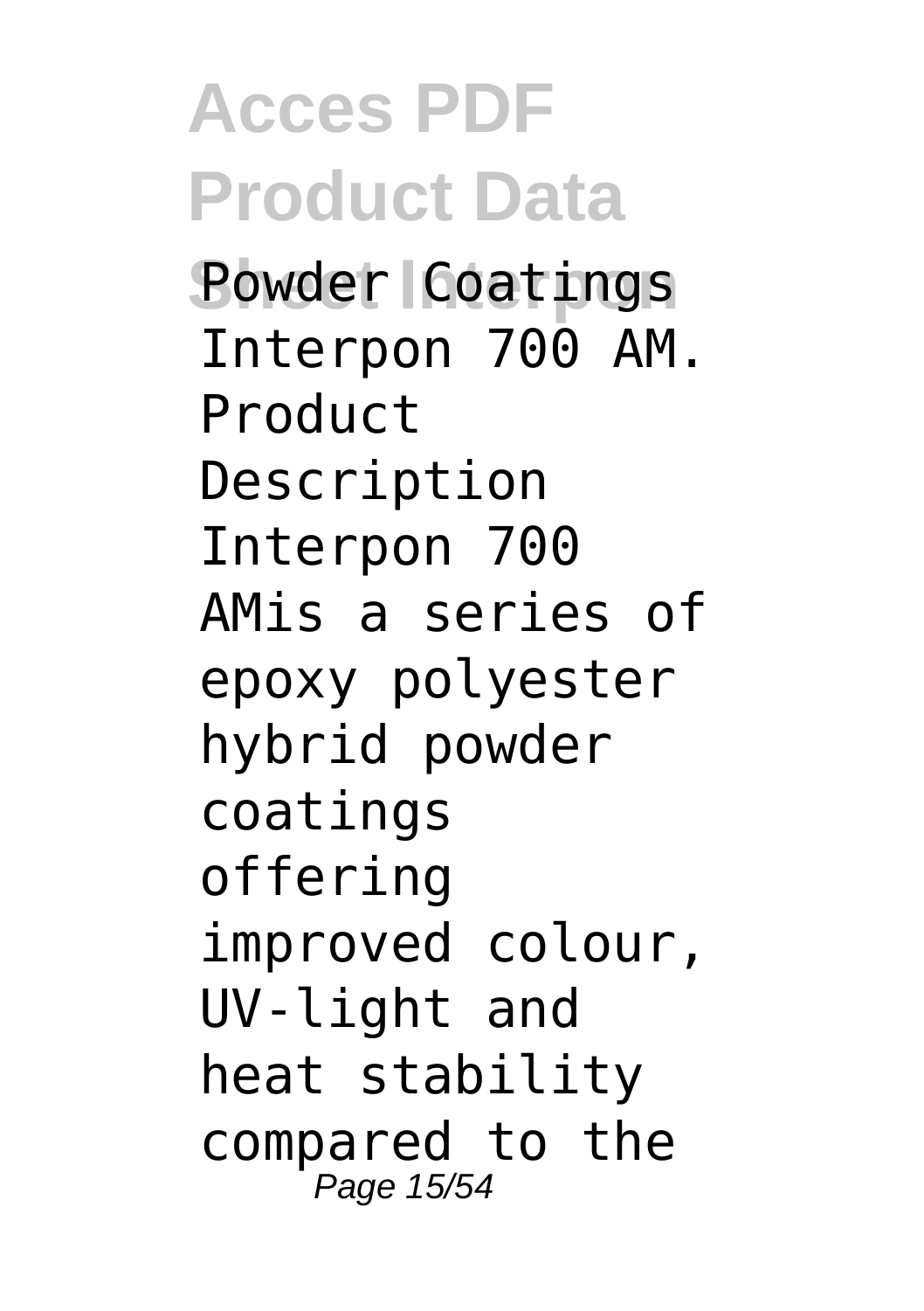Powder Coatings Interpon 700 AM. Product Description Interpon 700 AMis a series of epoxy polyester hybrid powder coatings offering improved colour, UV-light and heat stability compared to the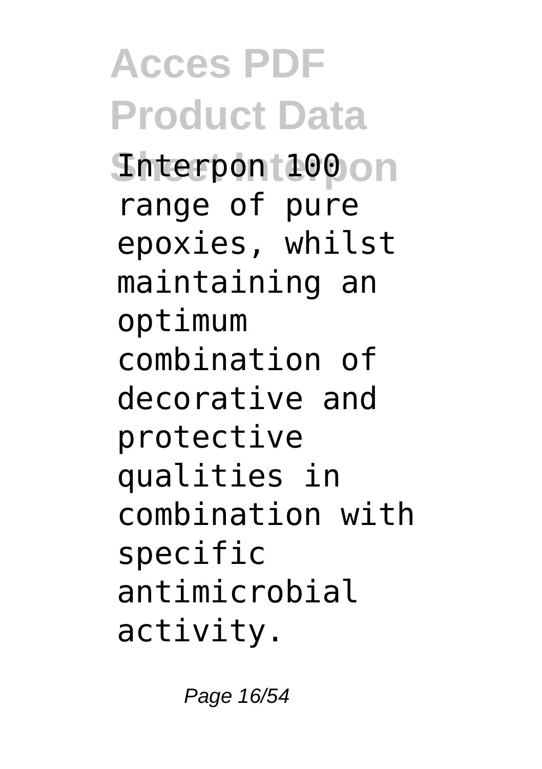Interpon 100 range of pure epoxies, whilst maintaining an optimum combination of decorative and protective qualities in combination with specific antimicrobial activity.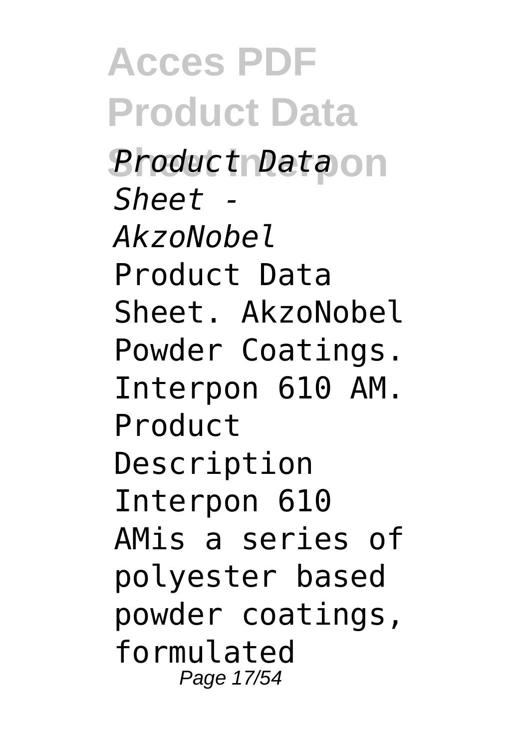*Product Data Sheet - AkzoNobel*

Product Data Sheet. AkzoNobel Powder Coatings. Interpon 610 AM. Product Description Interpon 610 AMis a series of polyester based powder coatings, formulated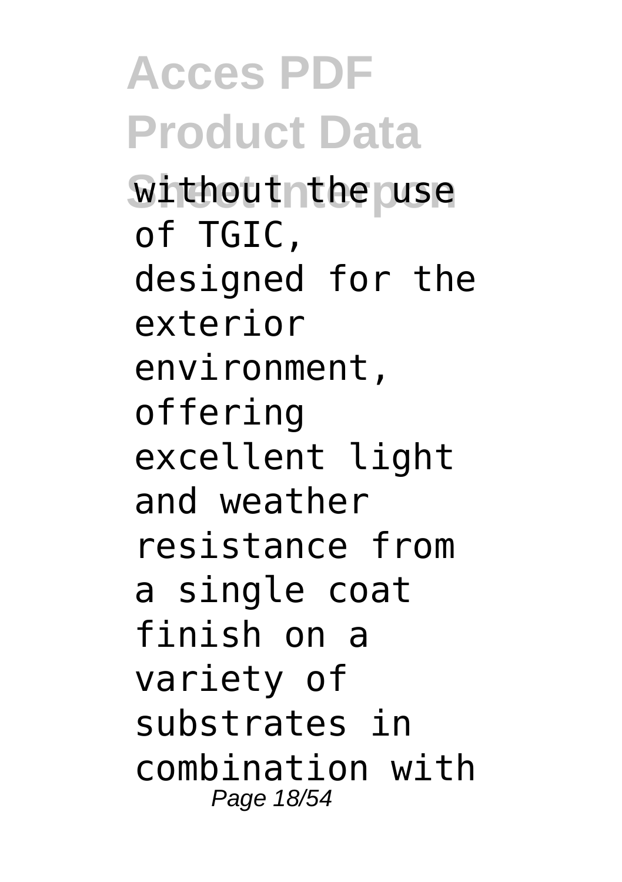without the use of TGIC, designed for the exterior environment, offering excellent light and weather resistance from a single coat finish on a variety of substrates in combination with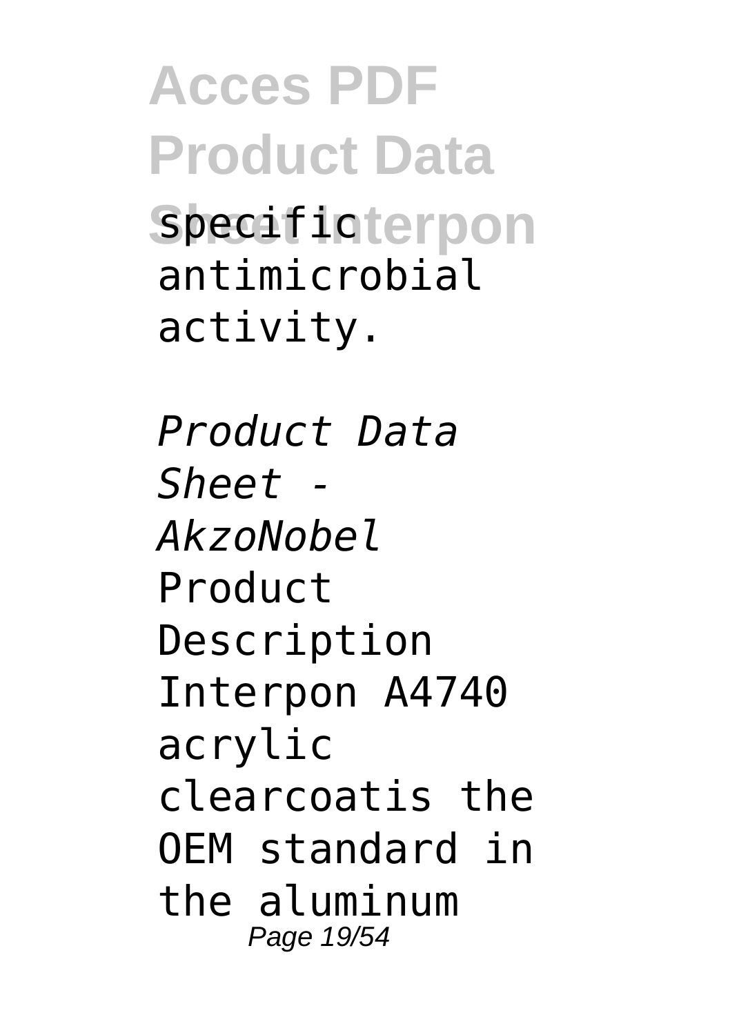specific antimicrobial activity.

*Product Data Sheet - AkzoNobel*
Product Description Interpon A4740 acrylic clearcoatis the OEM standard in the aluminum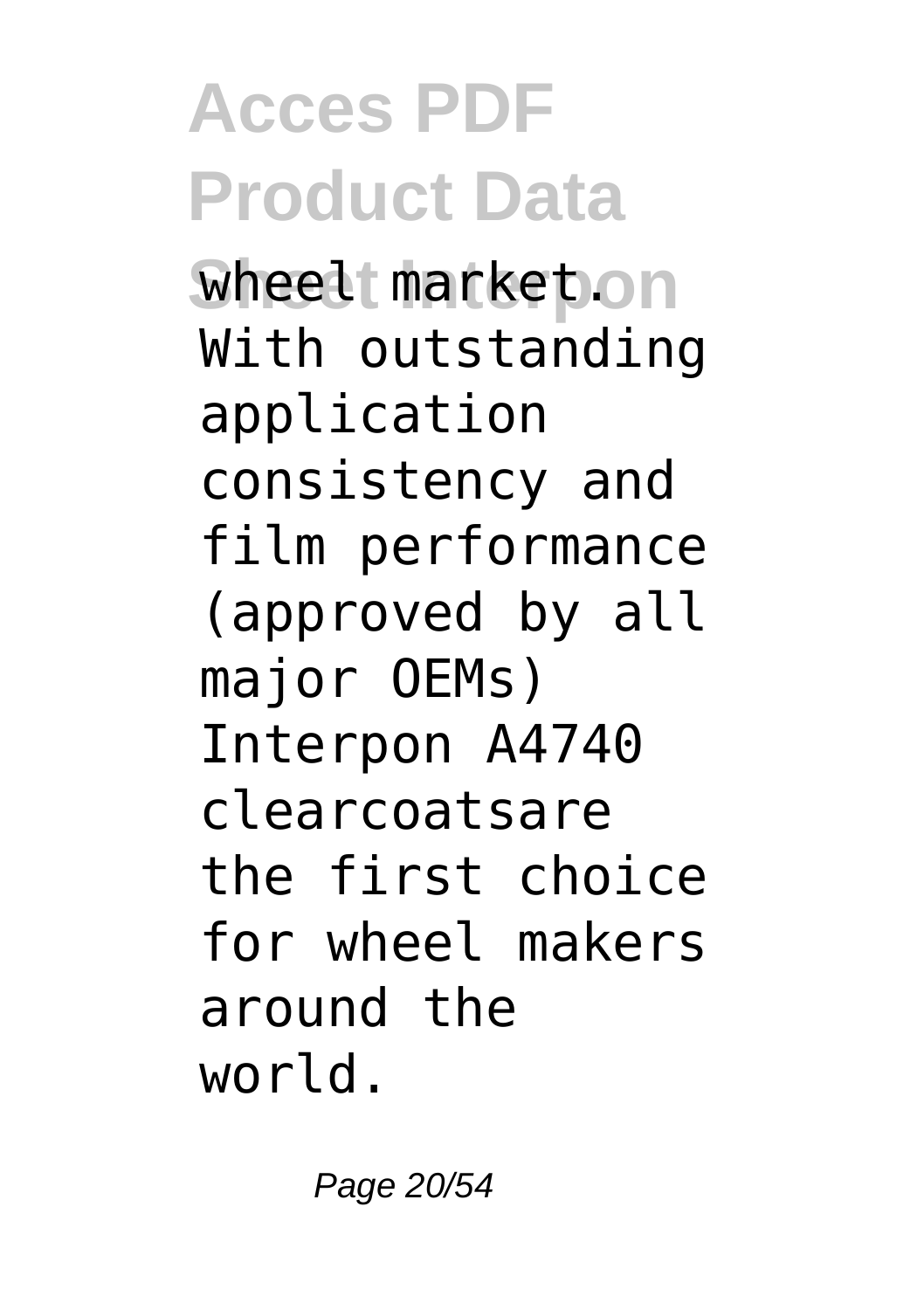wheel market. With outstanding application consistency and film performance (approved by all major OEMs) Interpon A4740 clearcoatsare the first choice for wheel makers around the world.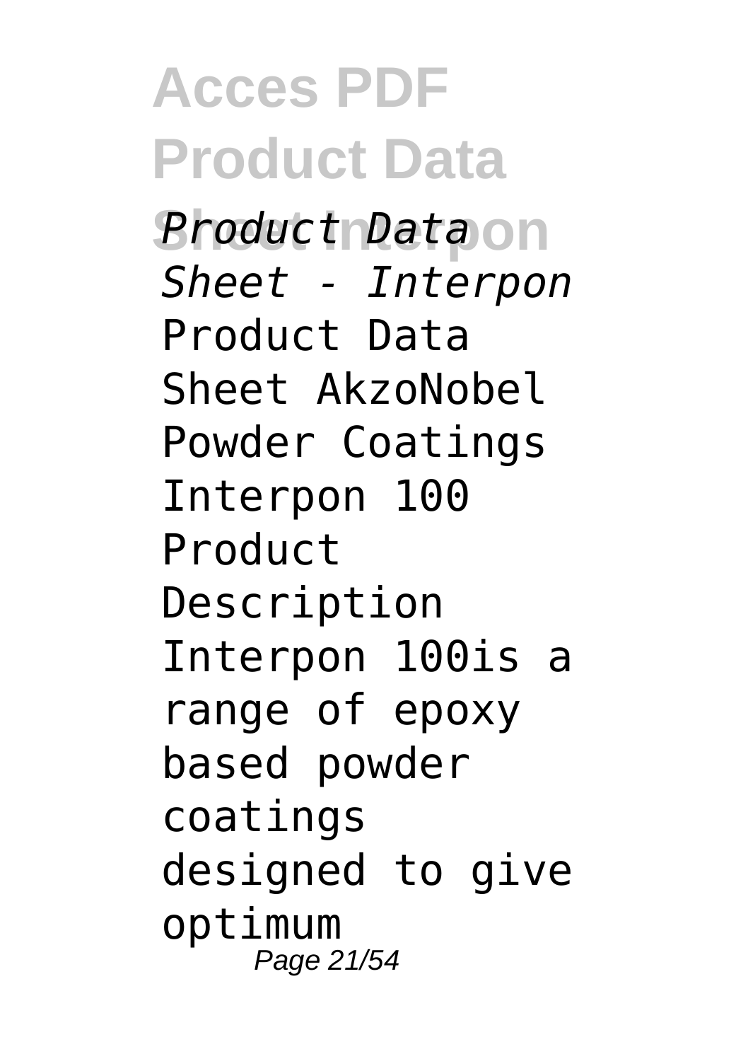*Product Data Sheet - Interpon*

Product Data Sheet AkzoNobel Powder Coatings Interpon 100 Product Description Interpon 100is a range of epoxy based powder coatings designed to give optimum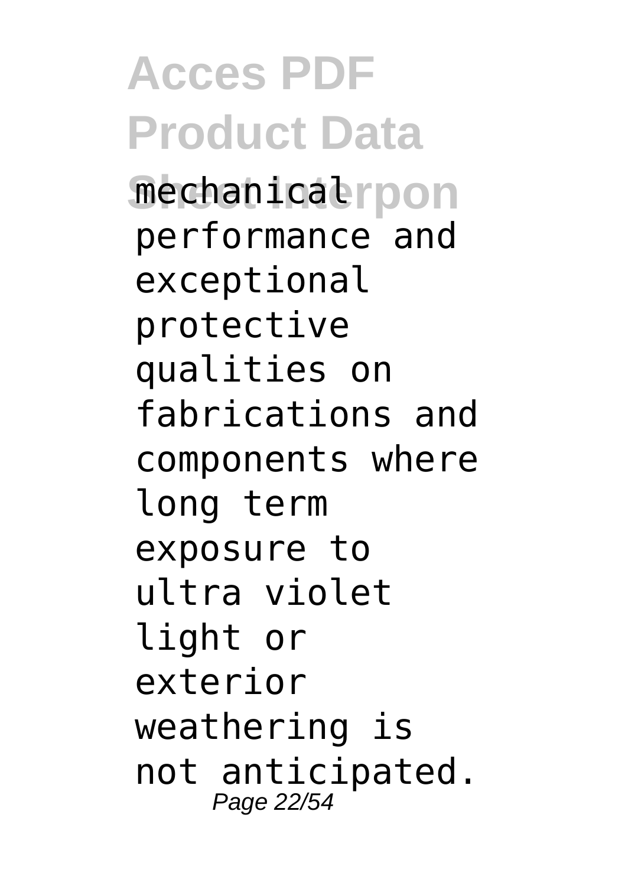mechanical performance and exceptional protective qualities on fabrications and components where long term exposure to ultra violet light or exterior weathering is not anticipated.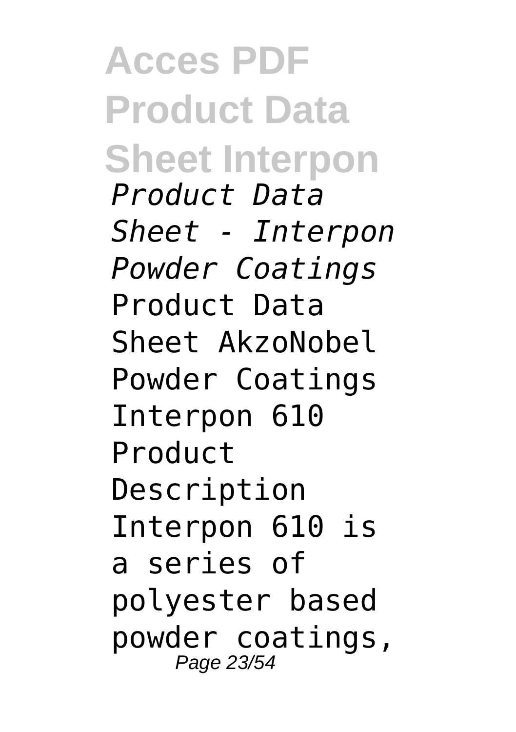*Product Data Sheet - Interpon Powder Coatings*

Product Data Sheet AkzoNobel Powder Coatings Interpon 610 Product Description Interpon 610 is a series of polyester based powder coatings,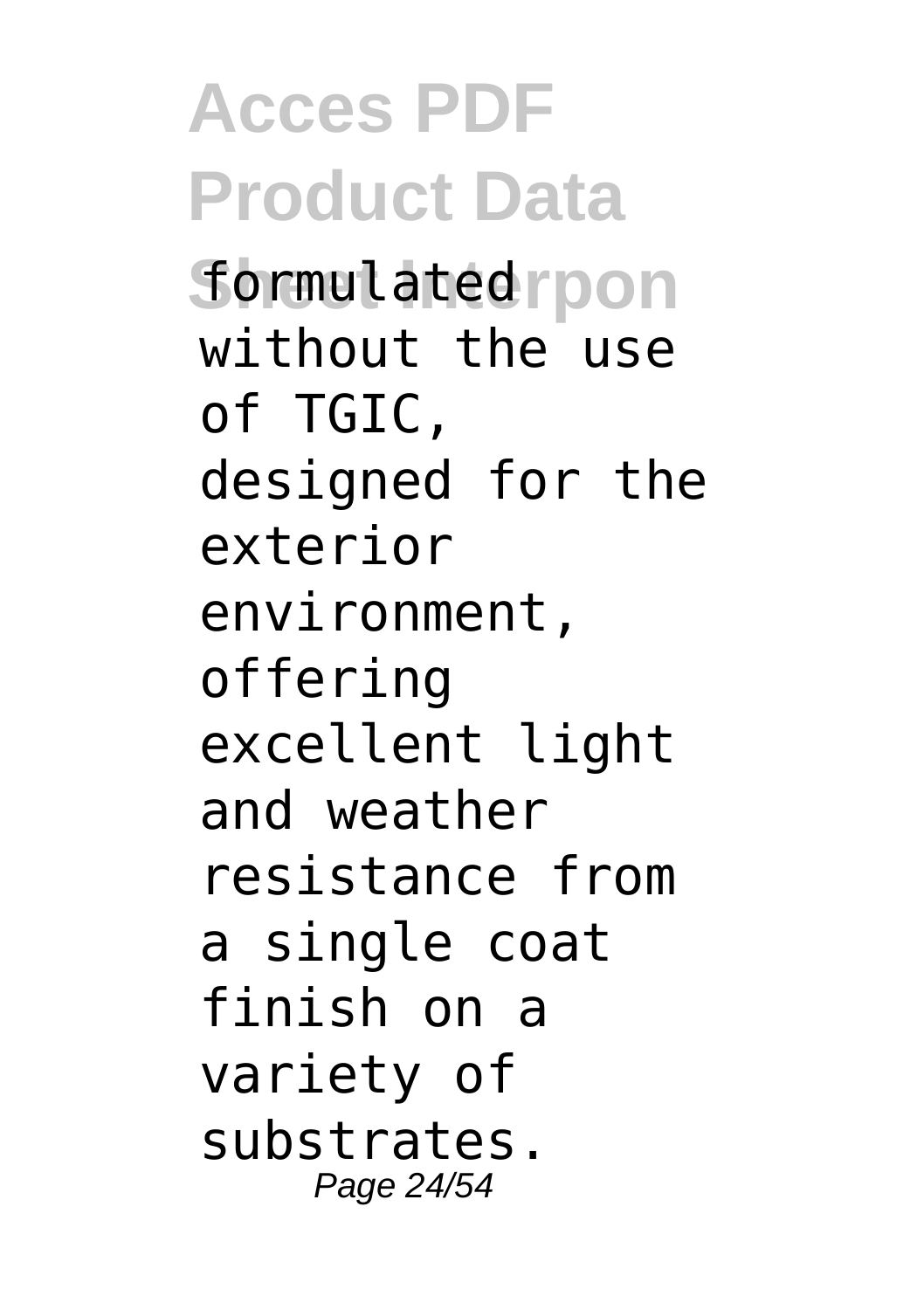formulated without the use of TGIC, designed for the exterior environment, offering excellent light and weather resistance from a single coat finish on a variety of substrates.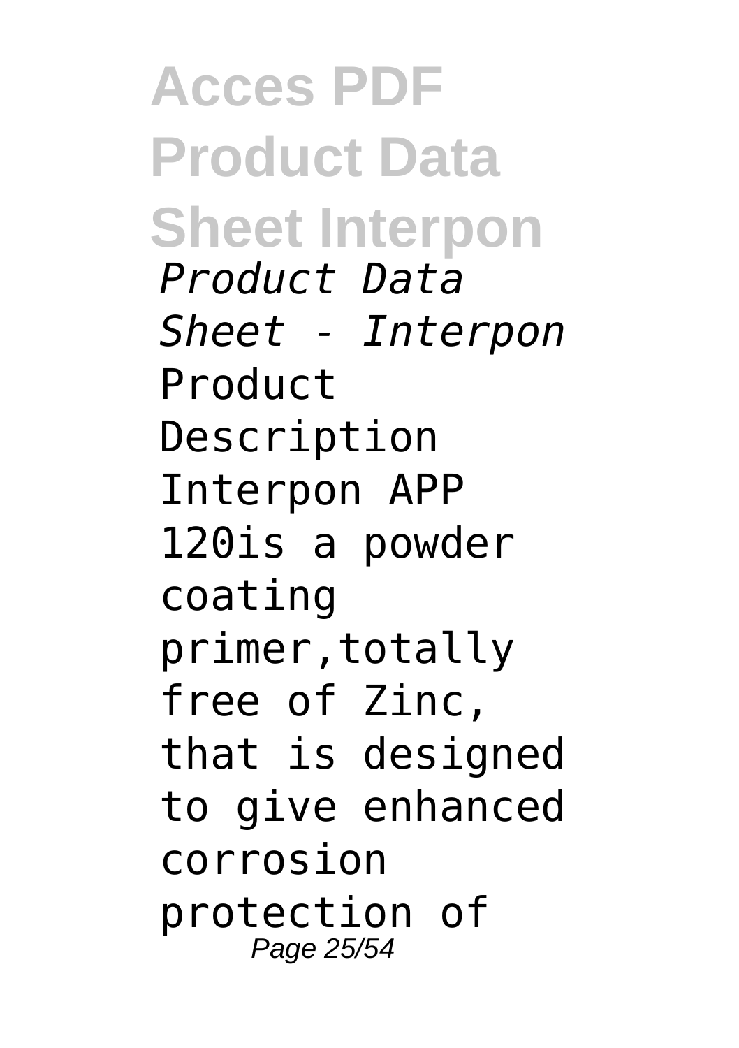*Product Data Sheet - Interpon*

Product Description Interpon APP 120is a powder coating primer,totally free of Zinc, that is designed to give enhanced corrosion protection of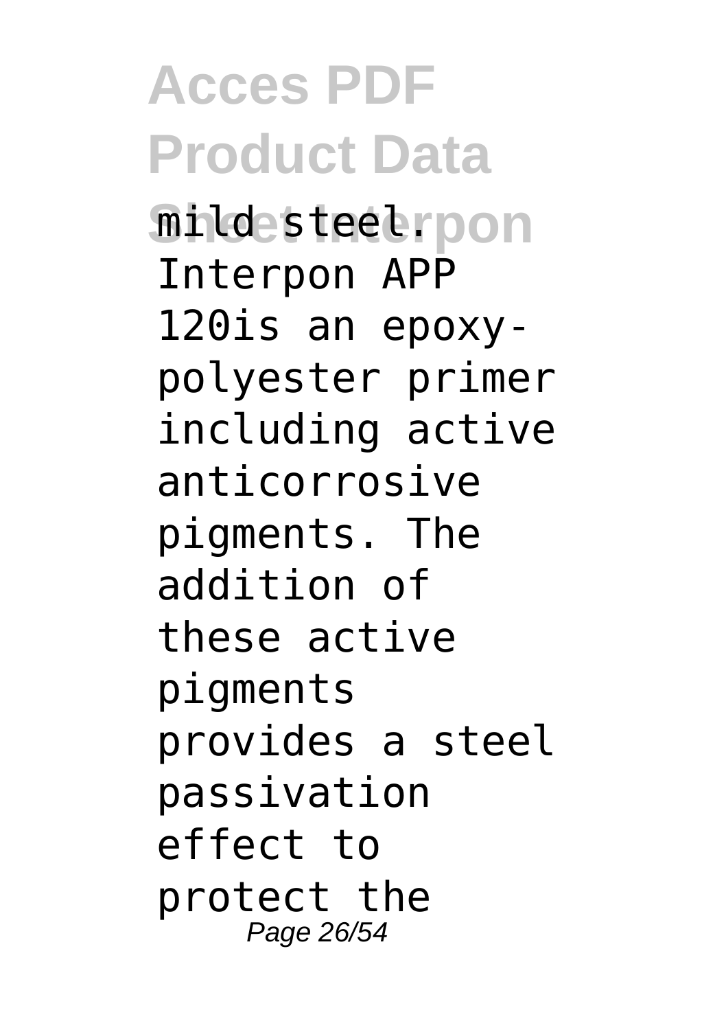mild steel. Interpon APP 120is an epoxy-polyester primer including active anticorrosive pigments. The addition of these active pigments provides a steel passivation effect to protect the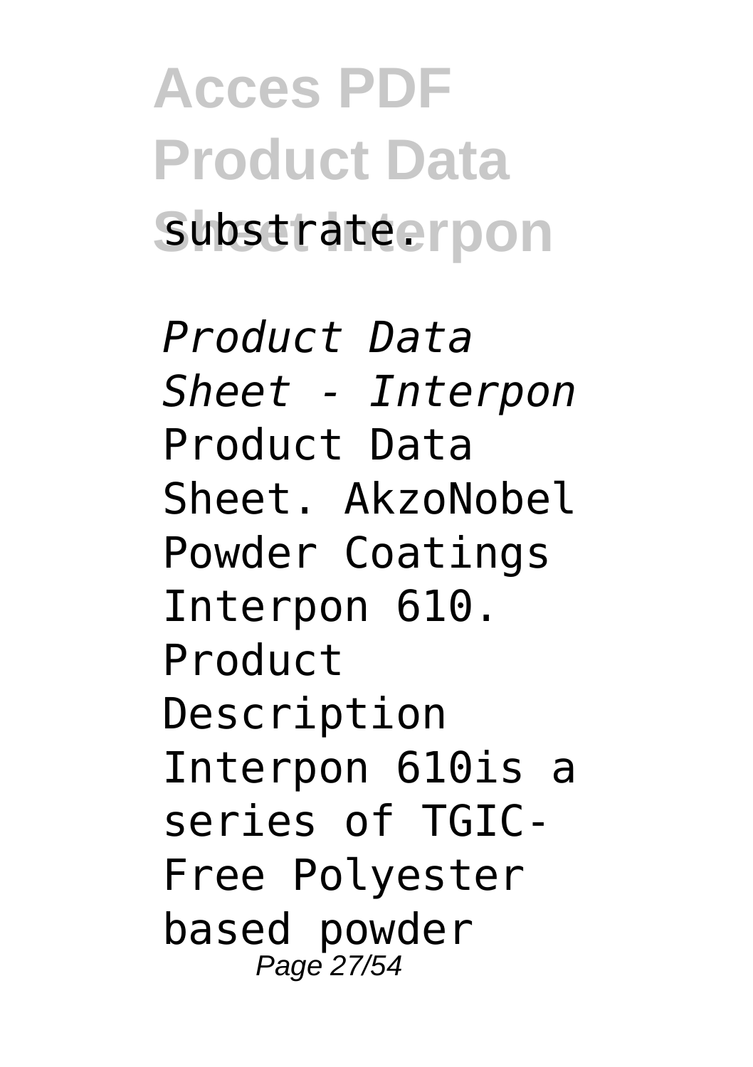substrate.

*Product Data Sheet - Interpon*
Product Data Sheet. AkzoNobel Powder Coatings Interpon 610. Product Description Interpon 610is a series of TGIC-Free Polyester based powder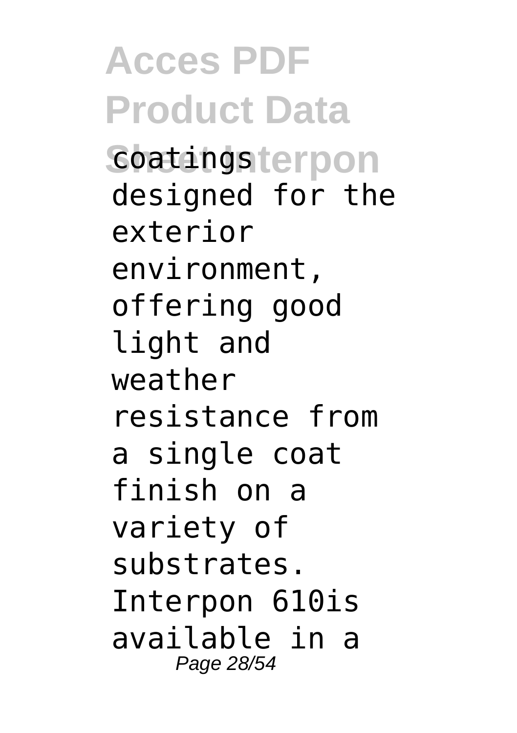coatings designed for the exterior environment, offering good light and weather resistance from a single coat finish on a variety of substrates. Interpon 610is available in a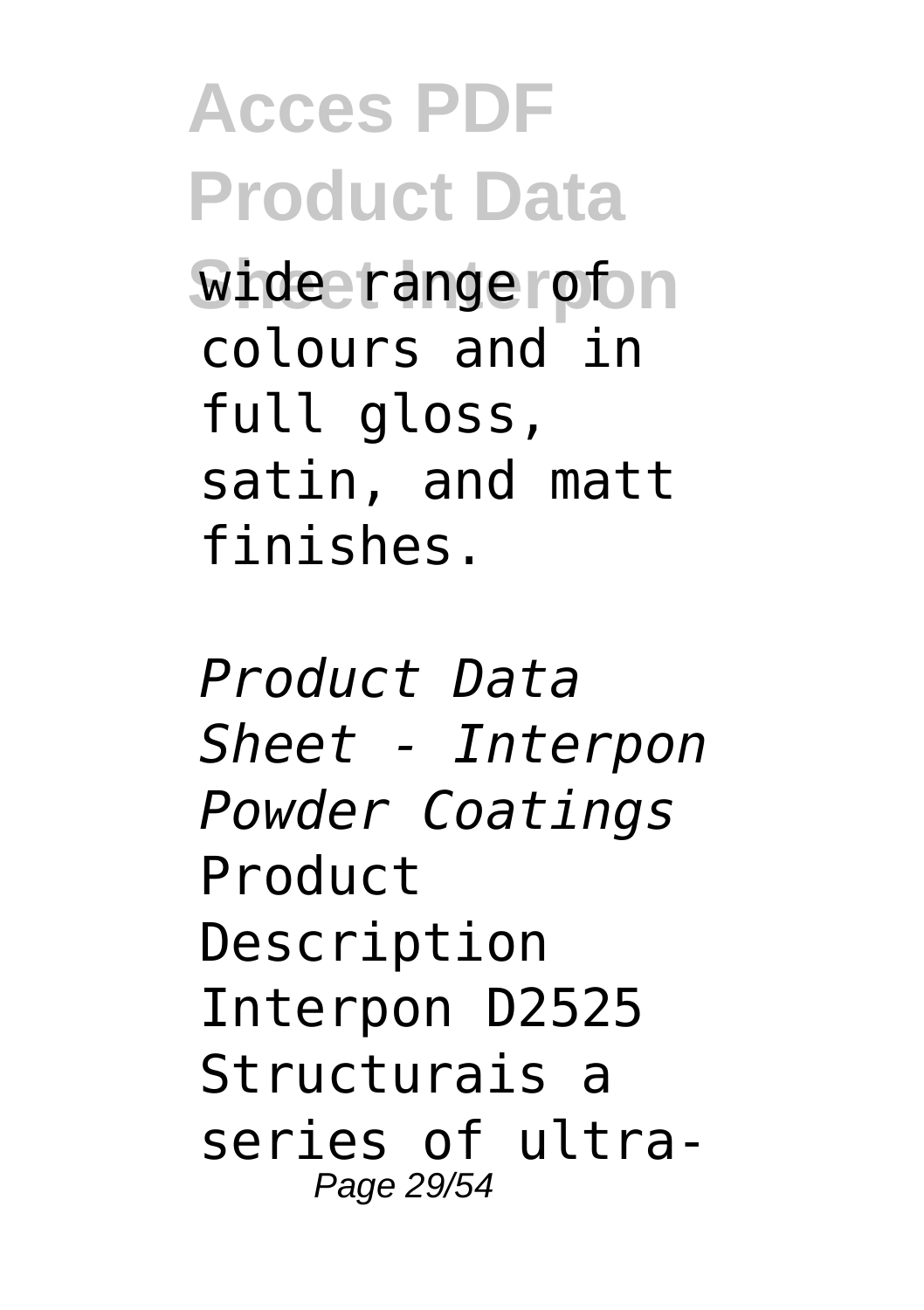wide range of colours and in full gloss, satin, and matt finishes.

*Product Data Sheet - Interpon Powder Coatings*

Product Description Interpon D2525 Structurais a series of ultra-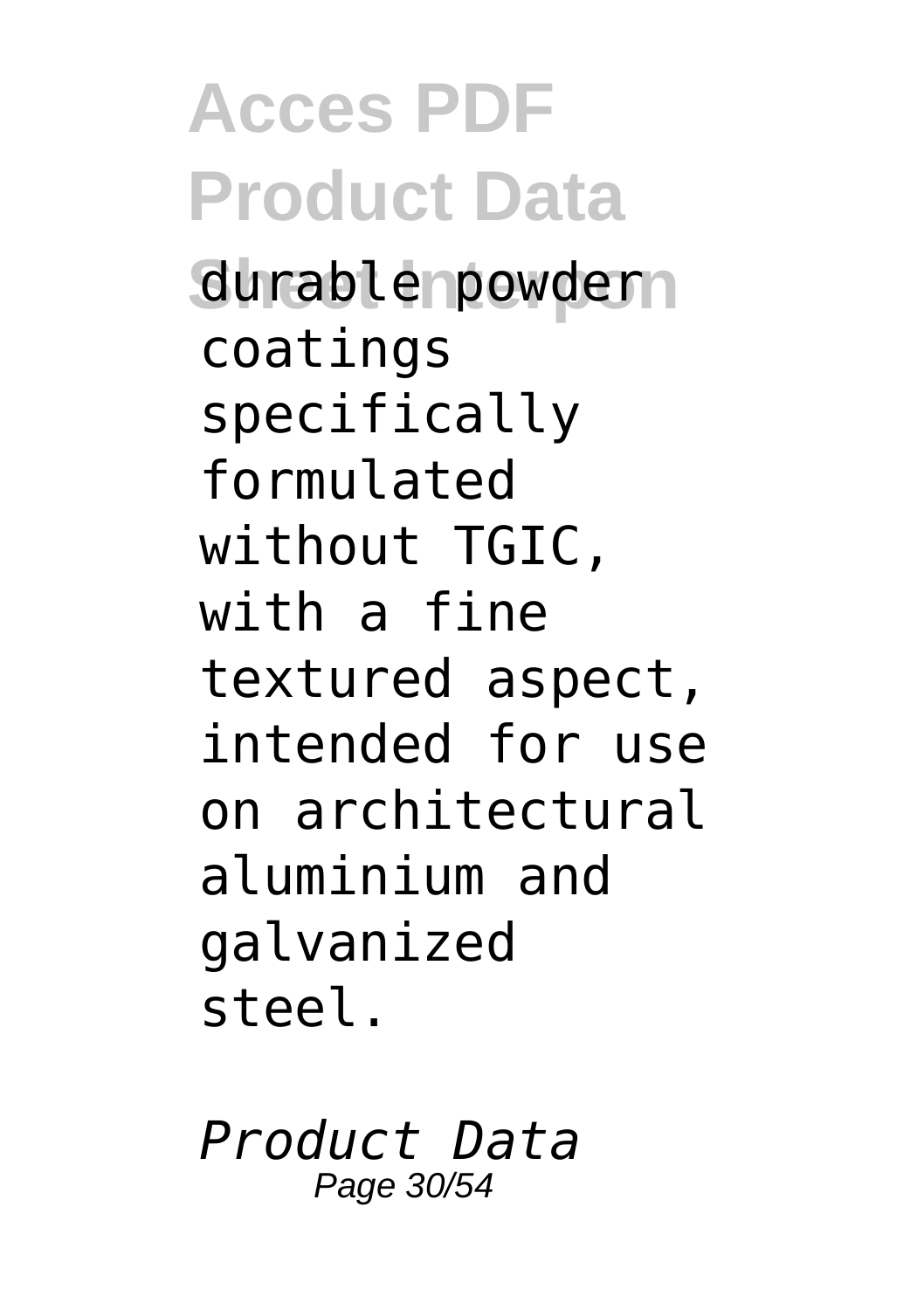durable powder coatings specifically formulated without TGIC, with a fine textured aspect, intended for use on architectural aluminium and galvanized steel.

*Product Data*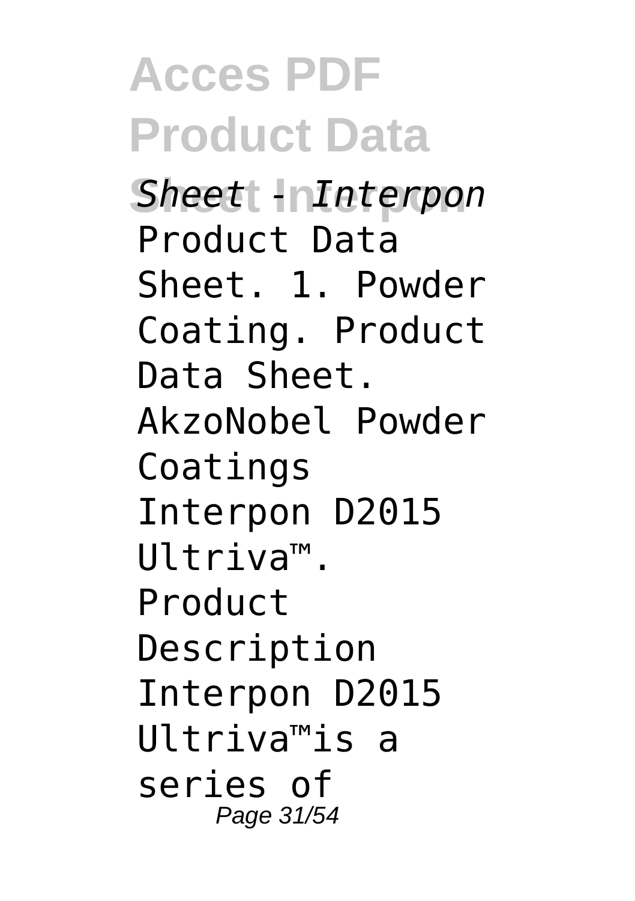*Sheet - Interpon*

Product Data Sheet. 1. Powder Coating. Product Data Sheet. AkzoNobel Powder Coatings Interpon D2015 Ultriva™. Product Description Interpon D2015 Ultriva™is a series of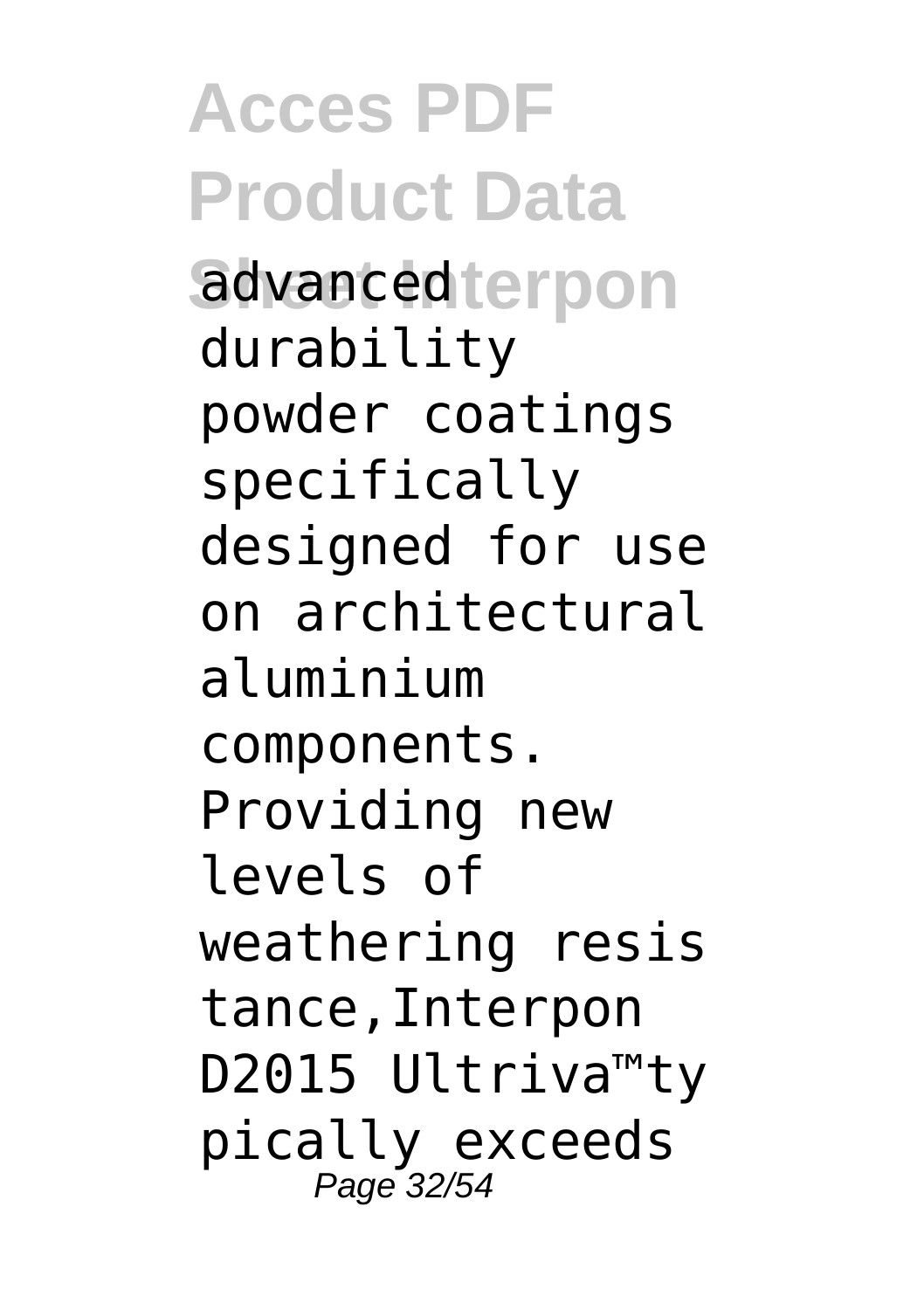advanced durability powder coatings specifically designed for use on architectural aluminium components. Providing new levels of weathering resistance, Interpon D2015 Ultriva™typically exceeds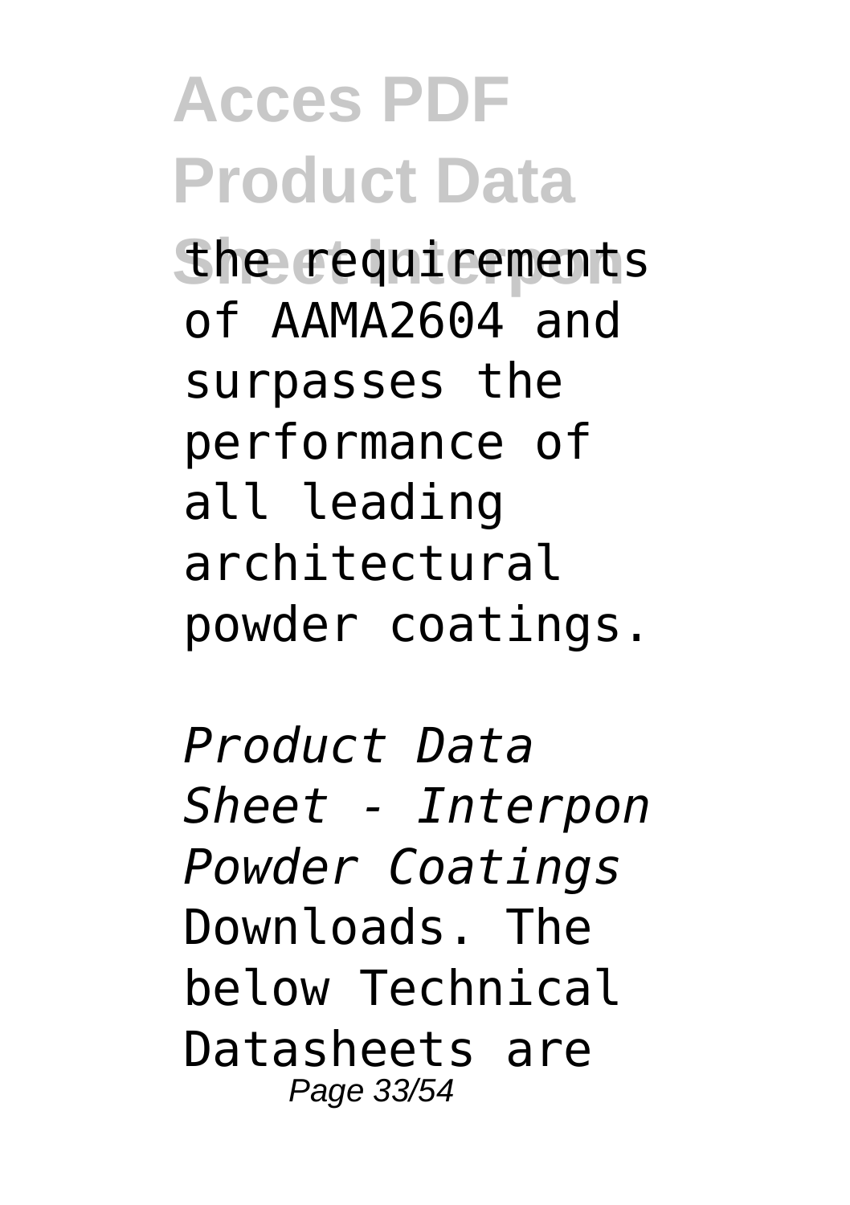the requirements of AAMA2604 and surpasses the performance of all leading architectural powder coatings.

*Product Data Sheet - Interpon Powder Coatings*

Downloads. The below Technical Datasheets are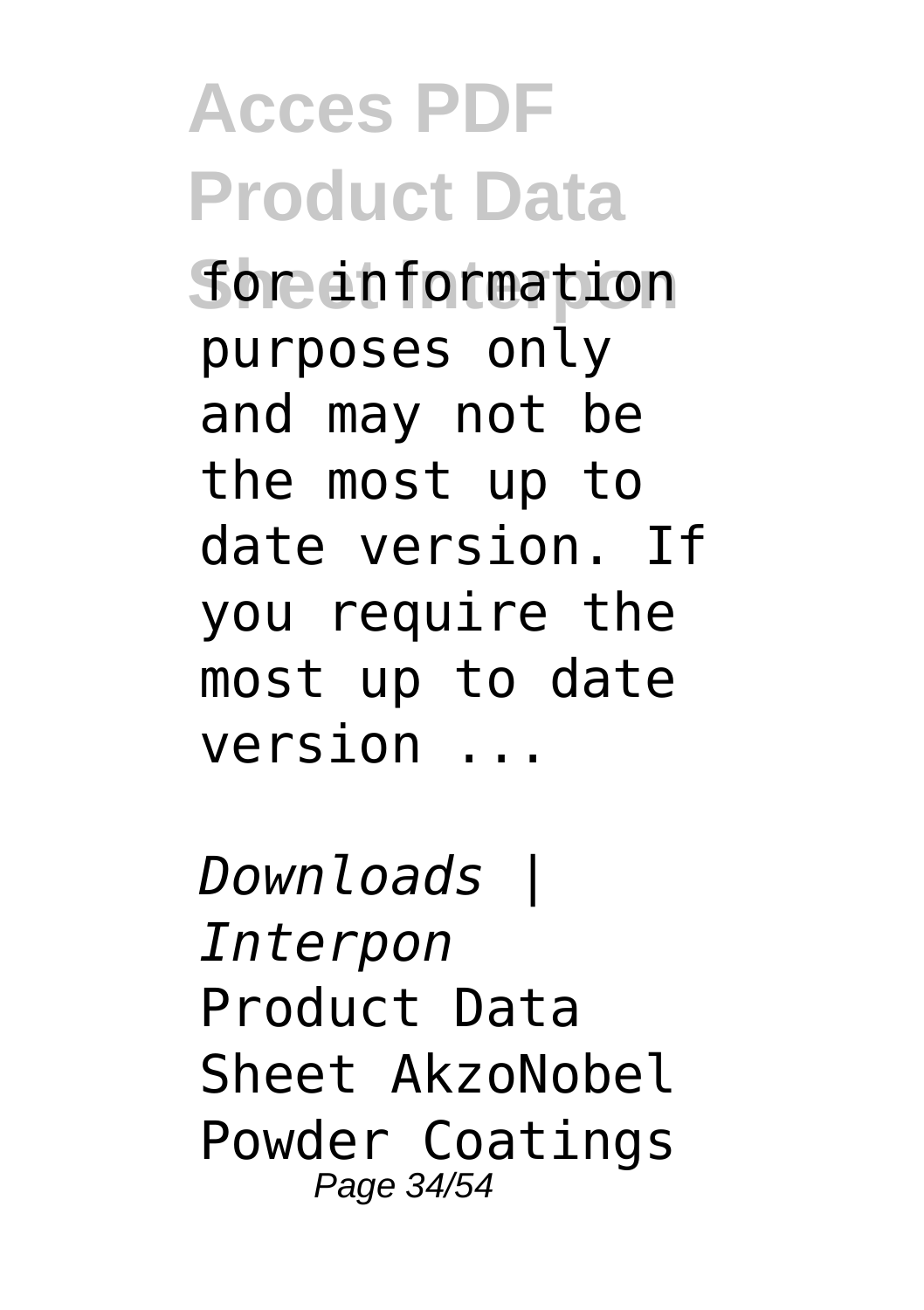for information purposes only and may not be the most up to date version. If you require the most up to date version ...

*Downloads | Interpon*

Product Data Sheet AkzoNobel Powder Coatings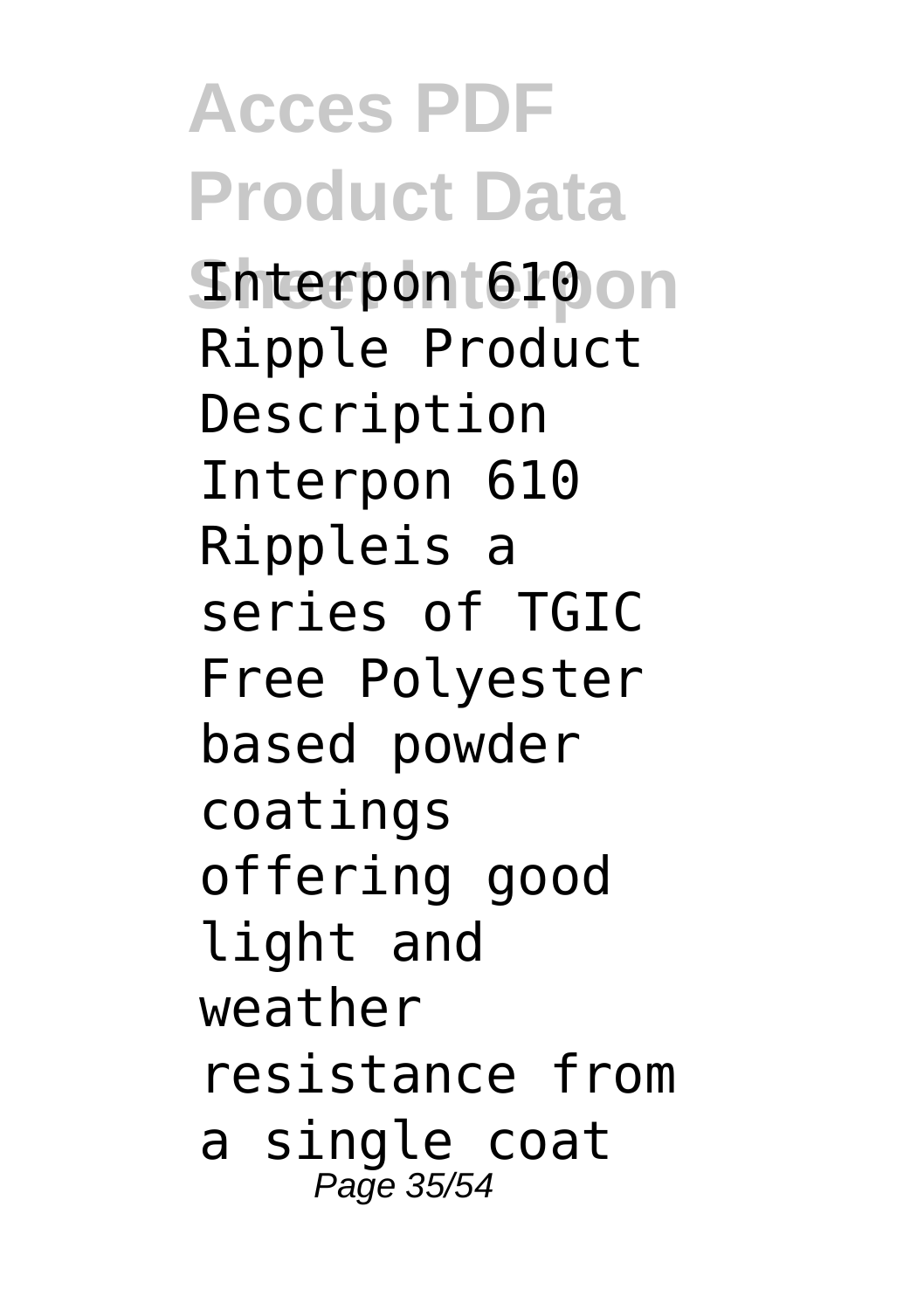Interpon 610 Ripple Product Description Interpon 610 Rippleis a series of TGIC Free Polyester based powder coatings offering good light and weather resistance from a single coat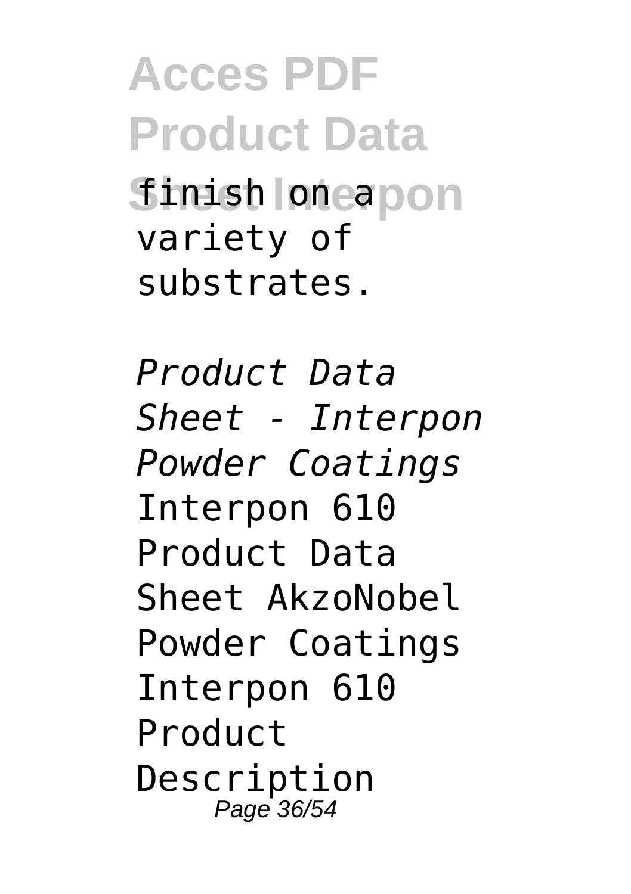finish on a variety of substrates.

*Product Data Sheet - Interpon Powder Coatings*

Interpon 610 Product Data Sheet AkzoNobel Powder Coatings Interpon 610 Product Description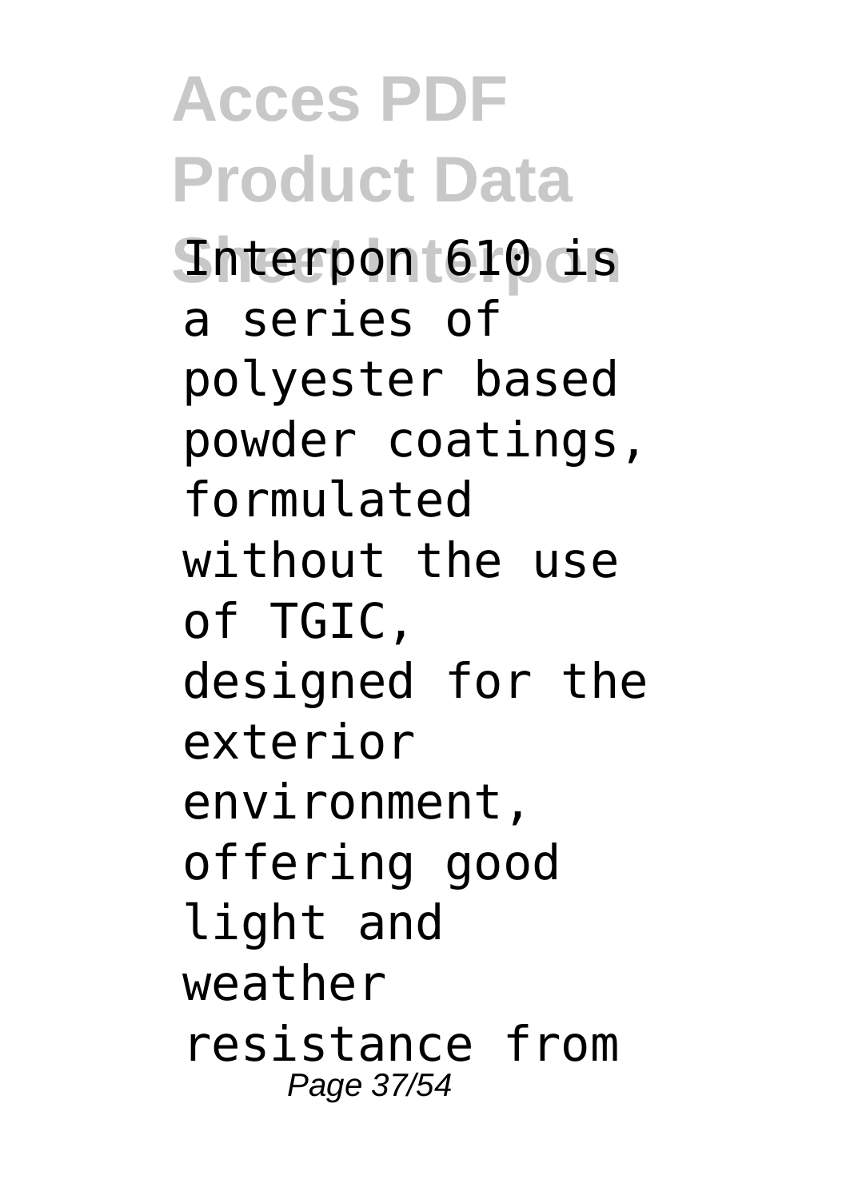Interpon 610 is a series of polyester based powder coatings, formulated without the use of TGIC, designed for the exterior environment, offering good light and weather resistance from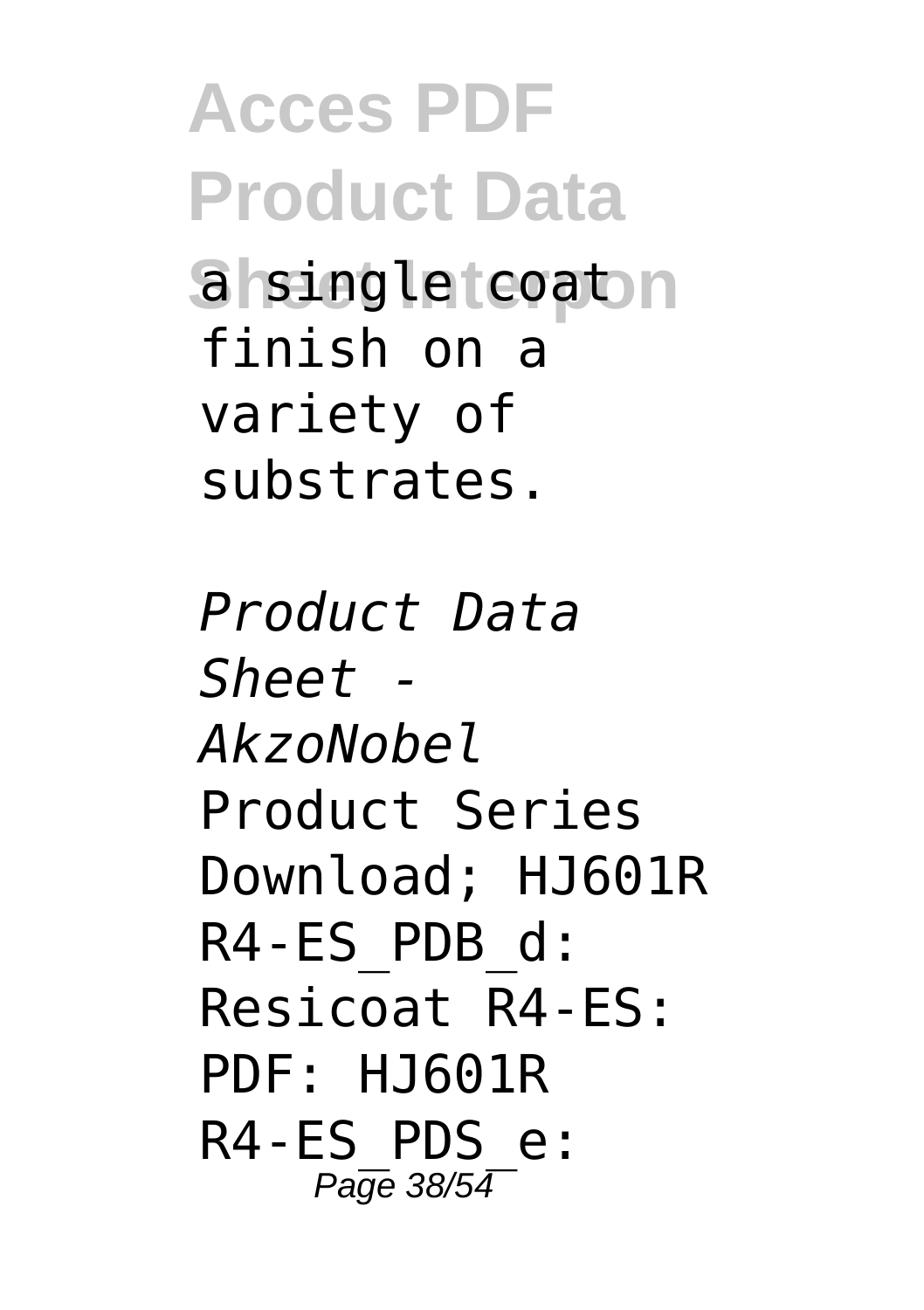a single coat finish on a variety of substrates.

*Product Data Sheet - AkzoNobel*

Product Series Download; HJ601R R4-ES_PDB_d: Resicoat R4-ES: PDF: HJ601R R4-ES_PDS_e: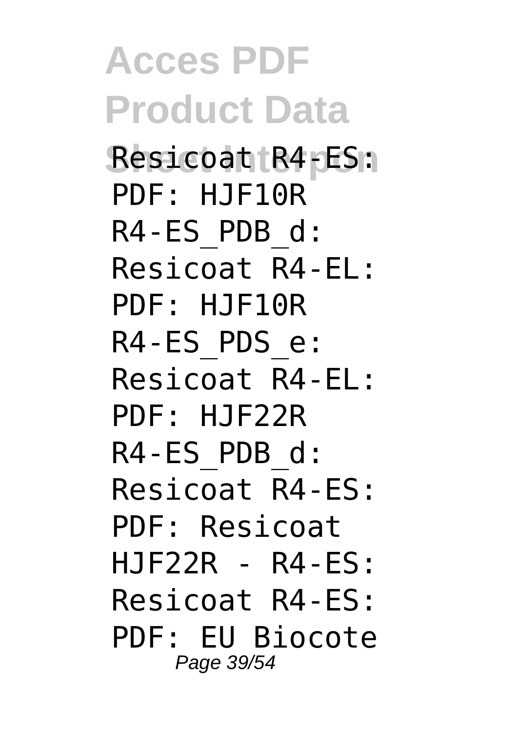Resicoat R4-ES: PDF: HJF10R R4-ES_PDB_d: Resicoat R4-EL: PDF: HJF10R R4-ES_PDS_e: Resicoat R4-EL: PDF: HJF22R R4-ES_PDB_d: Resicoat R4-ES: PDF: Resicoat HJF22R - R4-ES: Resicoat R4-ES: PDF: EU Biocote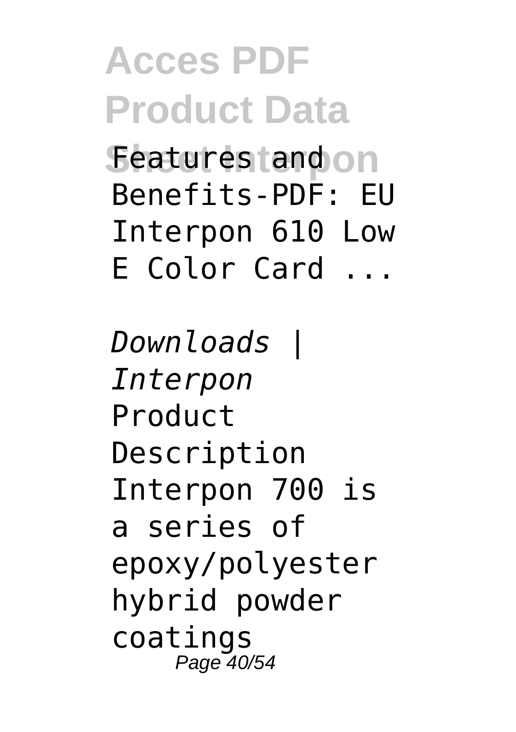Features and Benefits-PDF: EU Interpon 610 Low E Color Card ...

*Downloads | Interpon*

Product Description Interpon 700 is a series of epoxy/polyester hybrid powder coatings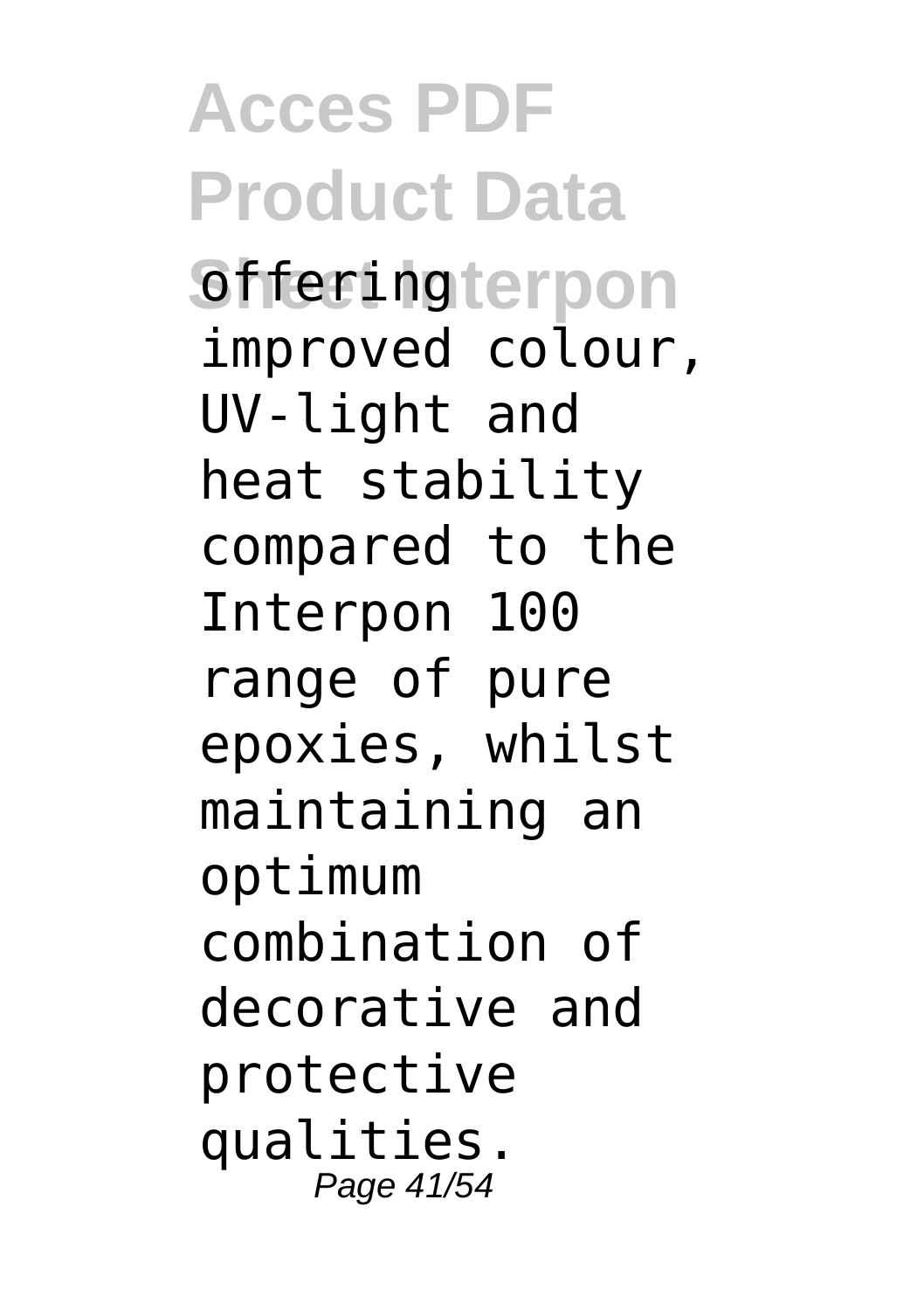offering improved colour, UV-light and heat stability compared to the Interpon 100 range of pure epoxies, whilst maintaining an optimum combination of decorative and protective qualities.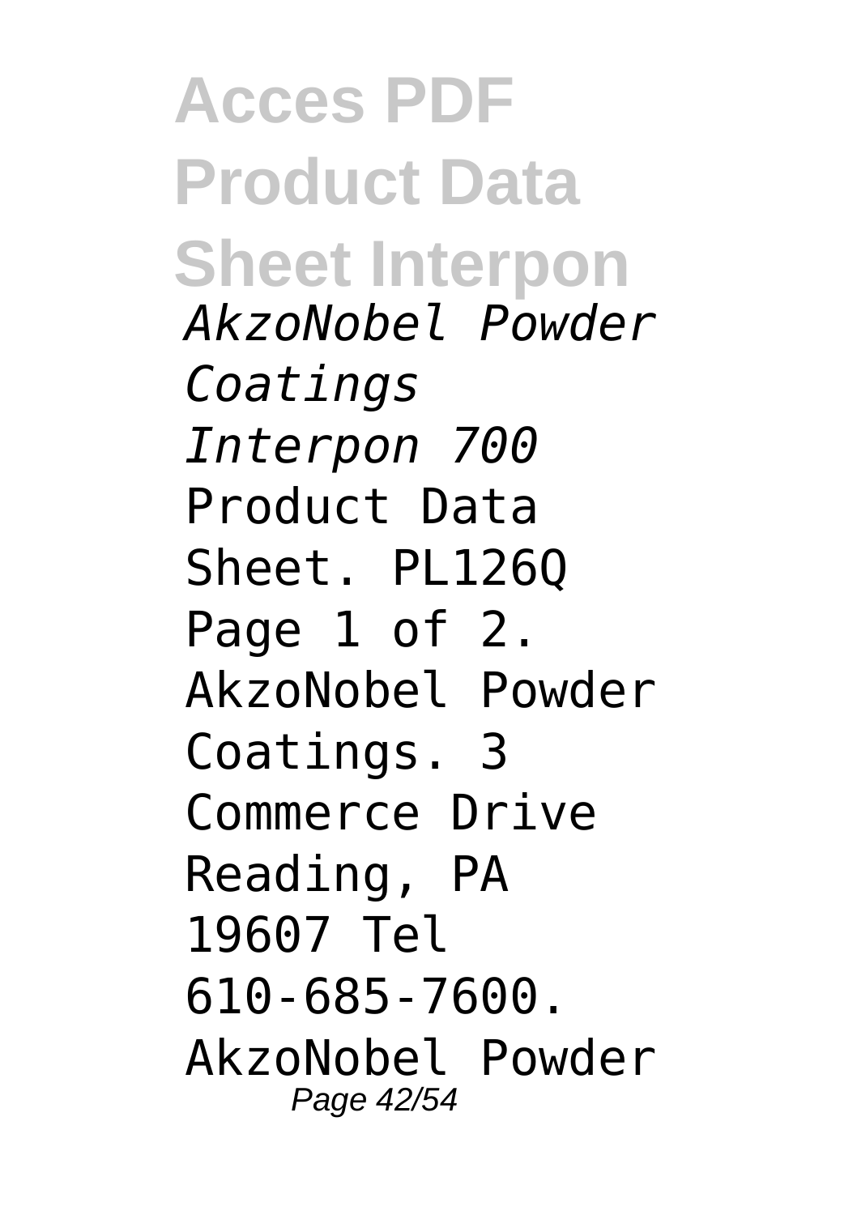*AkzoNobel Powder Coatings Interpon 700*

Product Data Sheet. PL126Q Page 1 of 2. AkzoNobel Powder Coatings. 3 Commerce Drive Reading, PA 19607 Tel 610-685-7600. AkzoNobel Powder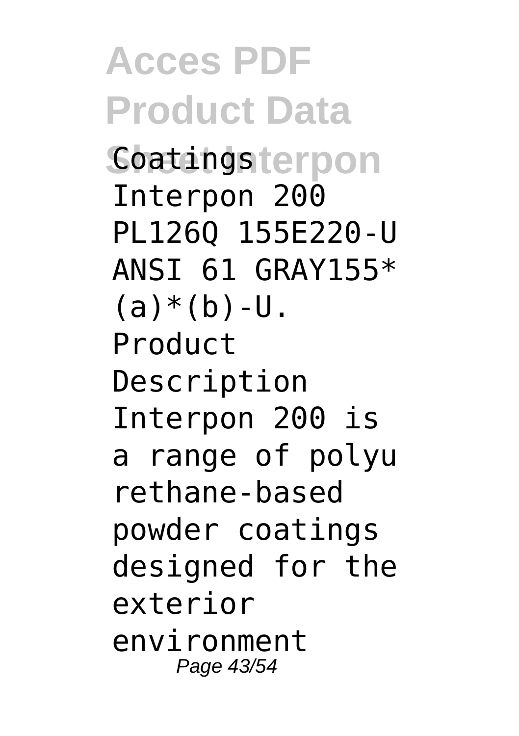Coatings Interpon 200 PL126Q 155E220-U ANSI 61 GRAY155*(a)*(b)-U. Product Description Interpon 200 is a range of polyu rethane-based powder coatings designed for the exterior environment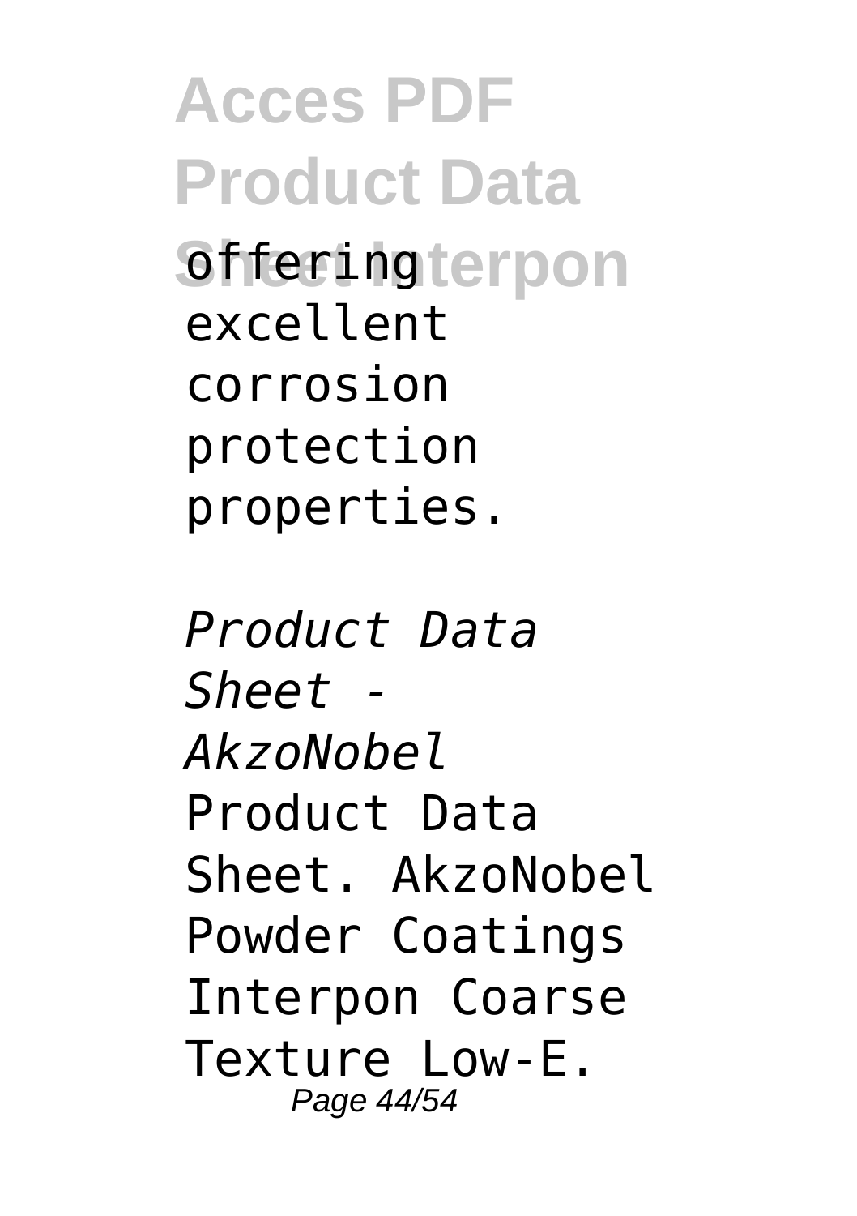offering excellent corrosion protection properties.

*Product Data Sheet - AkzoNobel*

Product Data Sheet. AkzoNobel Powder Coatings Interpon Coarse Texture Low-E.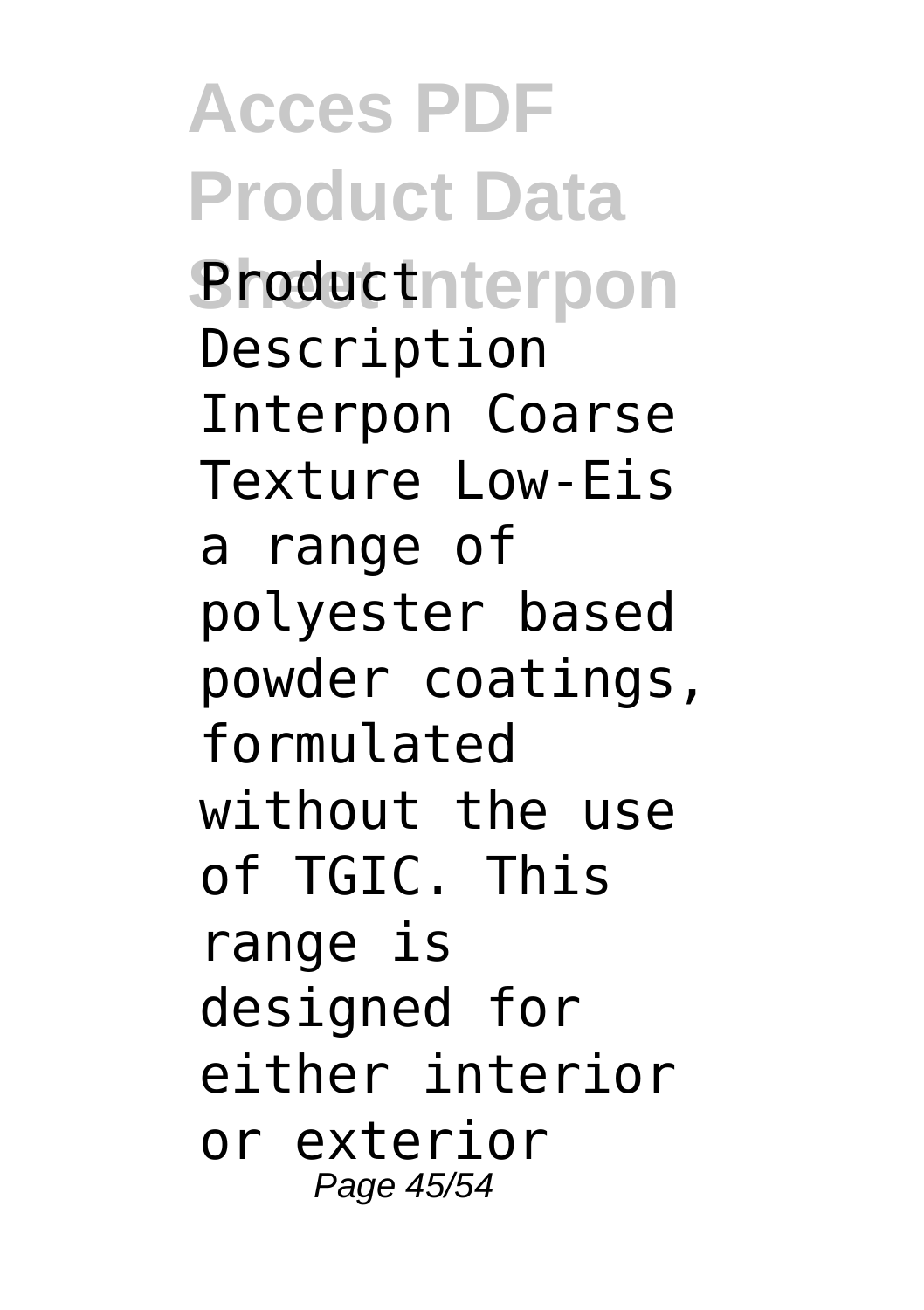Product Description Interpon Coarse Texture Low-Eis a range of polyester based powder coatings, formulated without the use of TGIC. This range is designed for either interior or exterior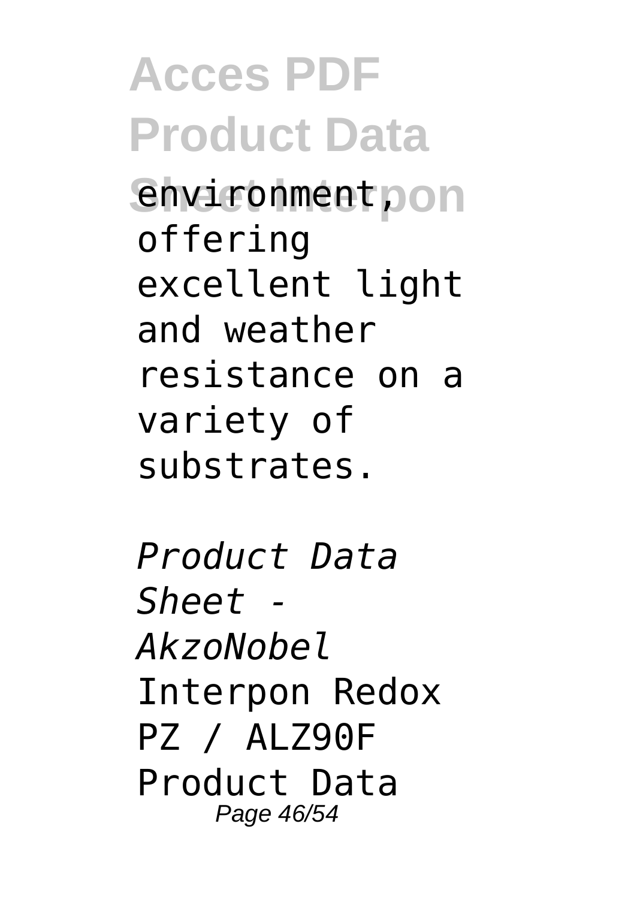environment, offering excellent light and weather resistance on a variety of substrates.

*Product Data Sheet - AkzoNobel*

Interpon Redox PZ / ALZ90F Product Data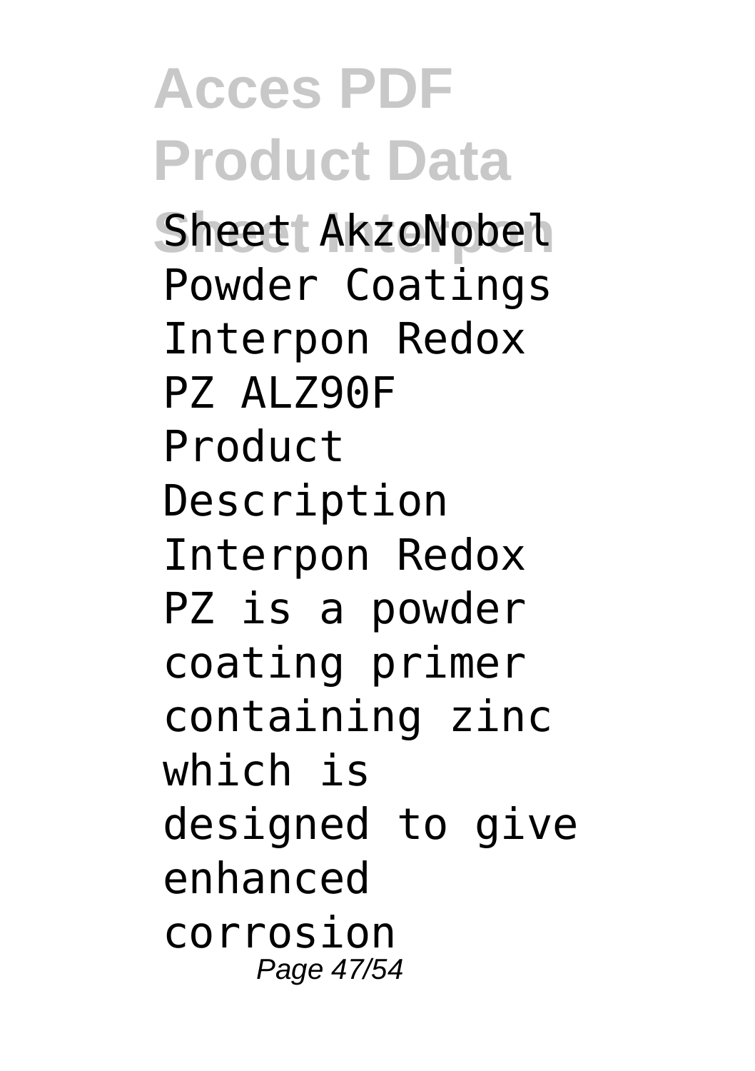Sheet AkzoNobel Powder Coatings Interpon Redox PZ ALZ90F Product Description Interpon Redox PZ is a powder coating primer containing zinc which is designed to give enhanced corrosion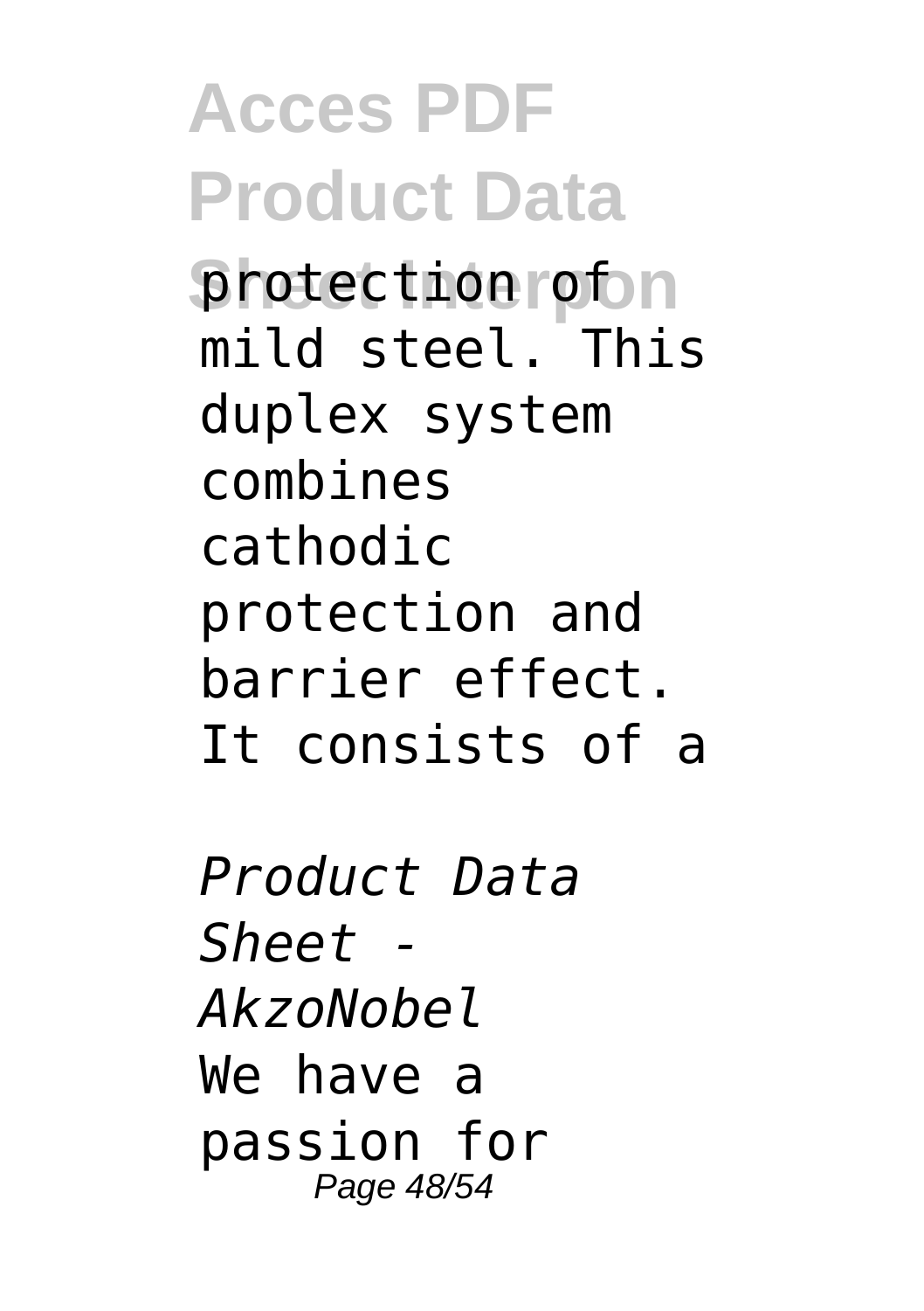protection of mild steel. This duplex system combines cathodic protection and barrier effect. It consists of a

*Product Data Sheet - AkzoNobel*

We have a passion for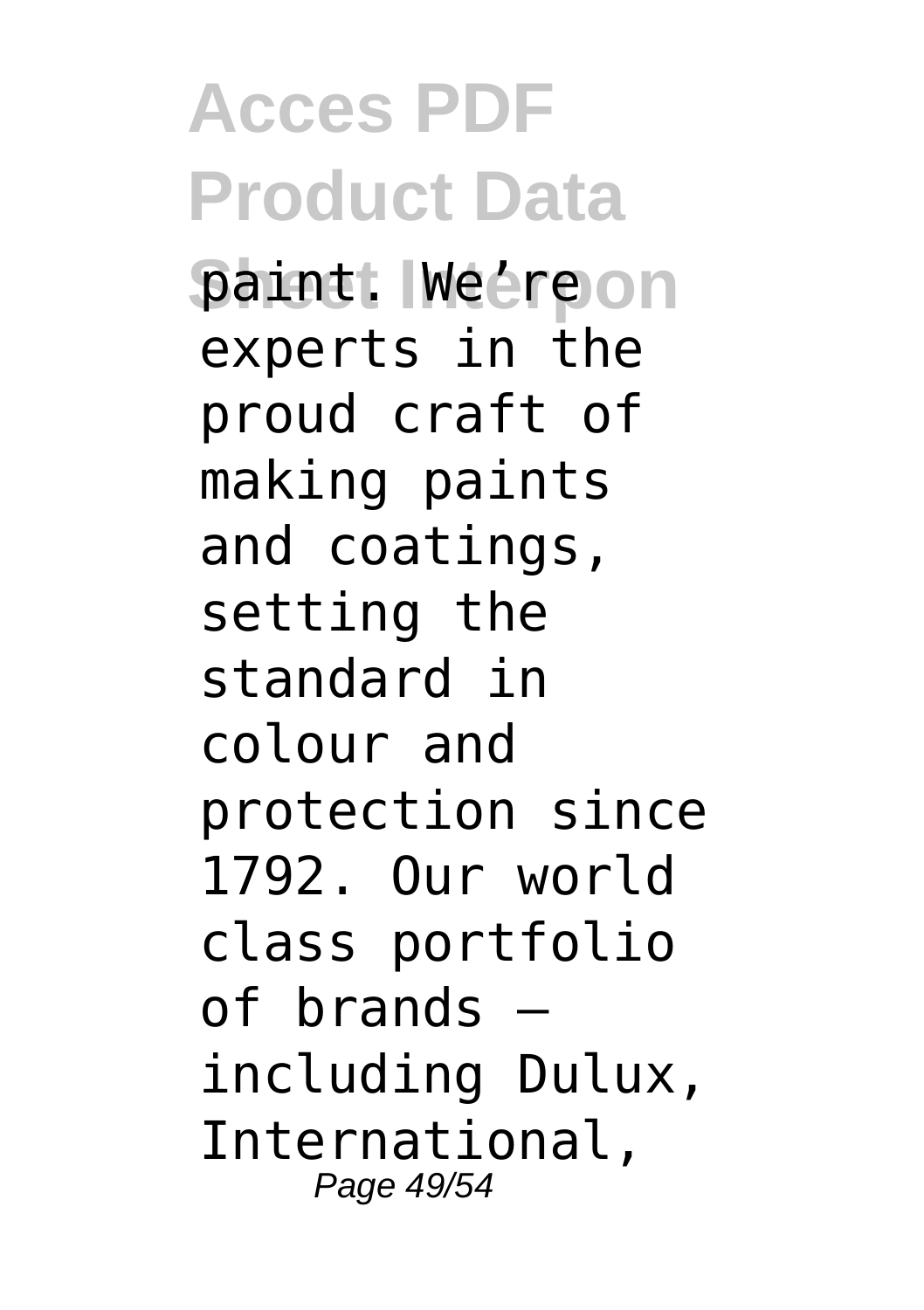paint. We're experts in the proud craft of making paints and coatings, setting the standard in colour and protection since 1792. Our world class portfolio of brands – including Dulux, International,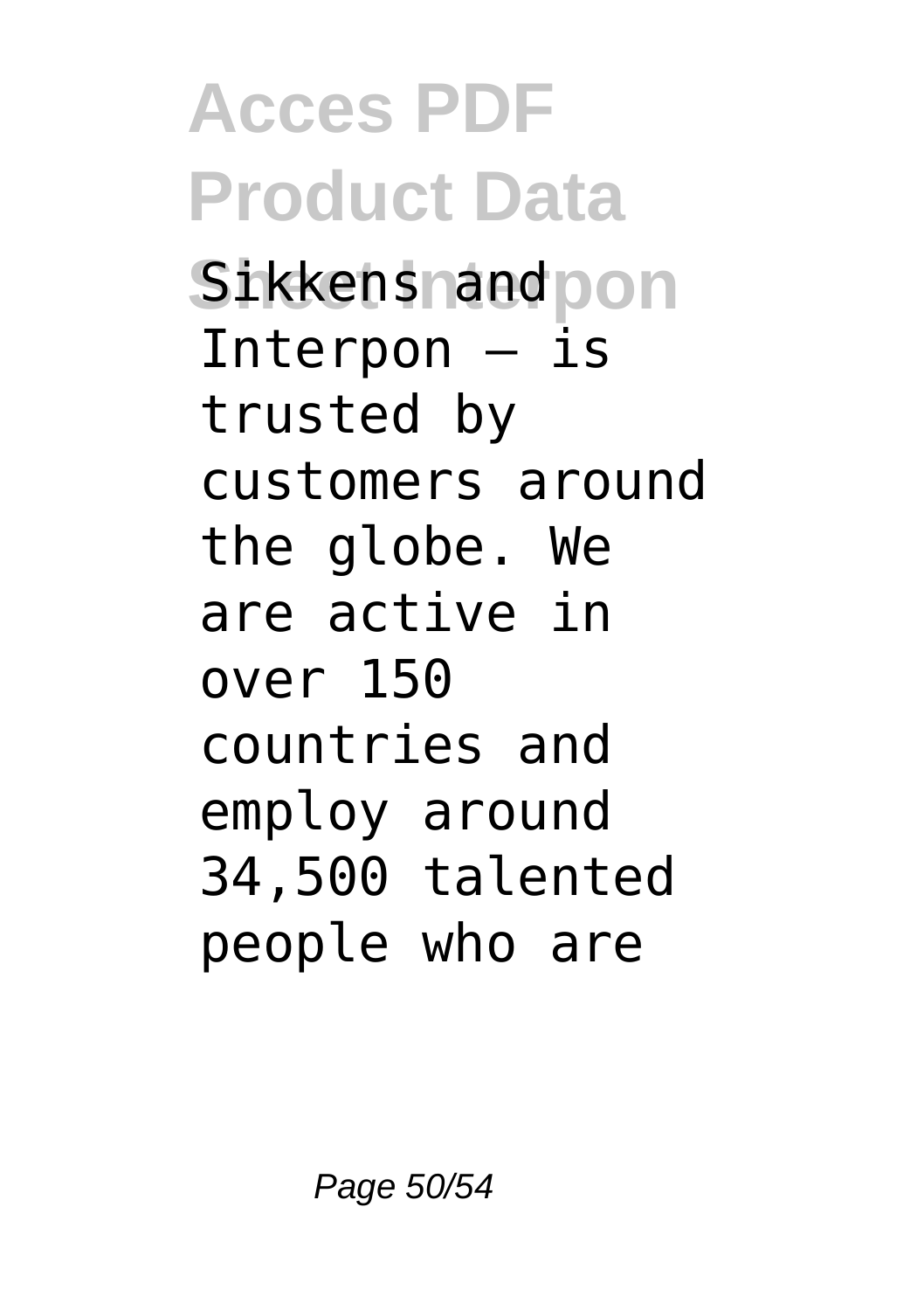Sikkens and Interpon – is trusted by customers around the globe. We are active in over 150 countries and employ around 34,500 talented people who are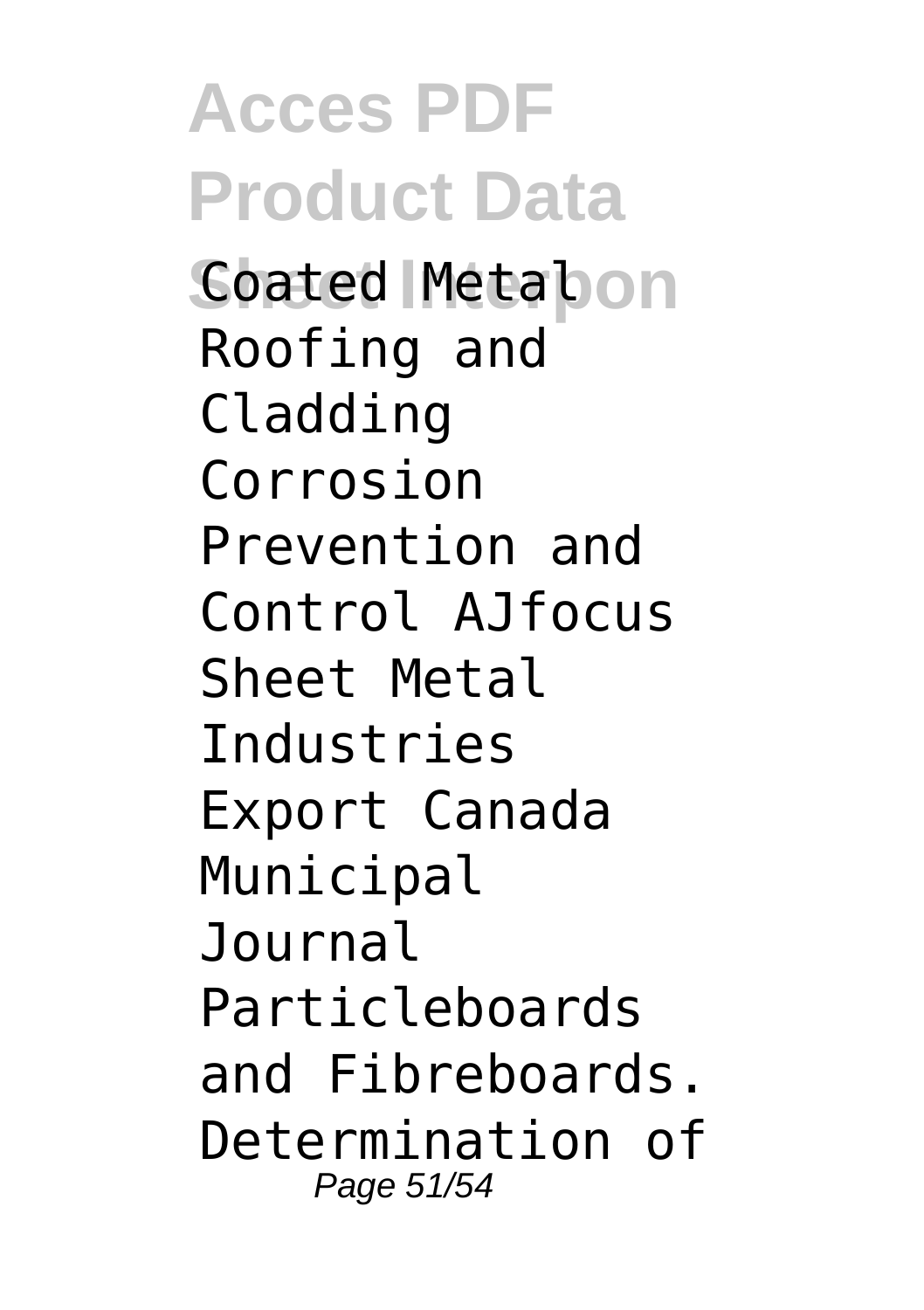Coated Metal Roofing and Cladding Corrosion Prevention and Control AJfocus Sheet Metal Industries Export Canada Municipal Journal Particleboards and Fibreboards. Determination of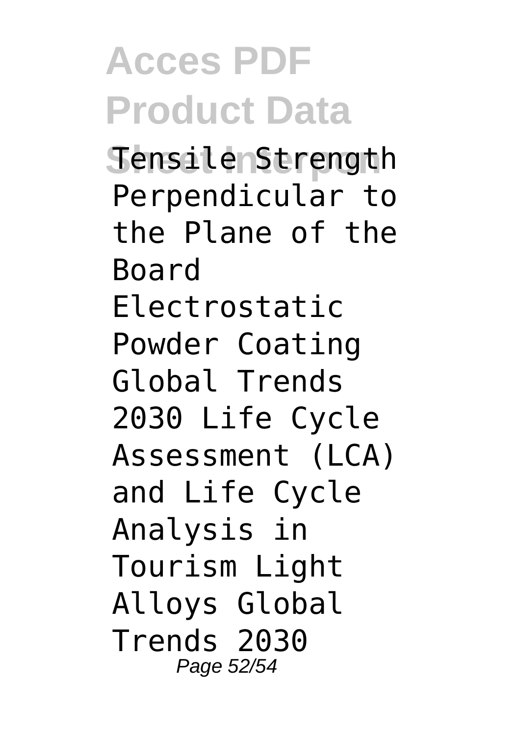Tensile Strength Perpendicular to the Plane of the Board Electrostatic Powder Coating Global Trends 2030 Life Cycle Assessment (LCA) and Life Cycle Analysis in Tourism Light Alloys Global Trends 2030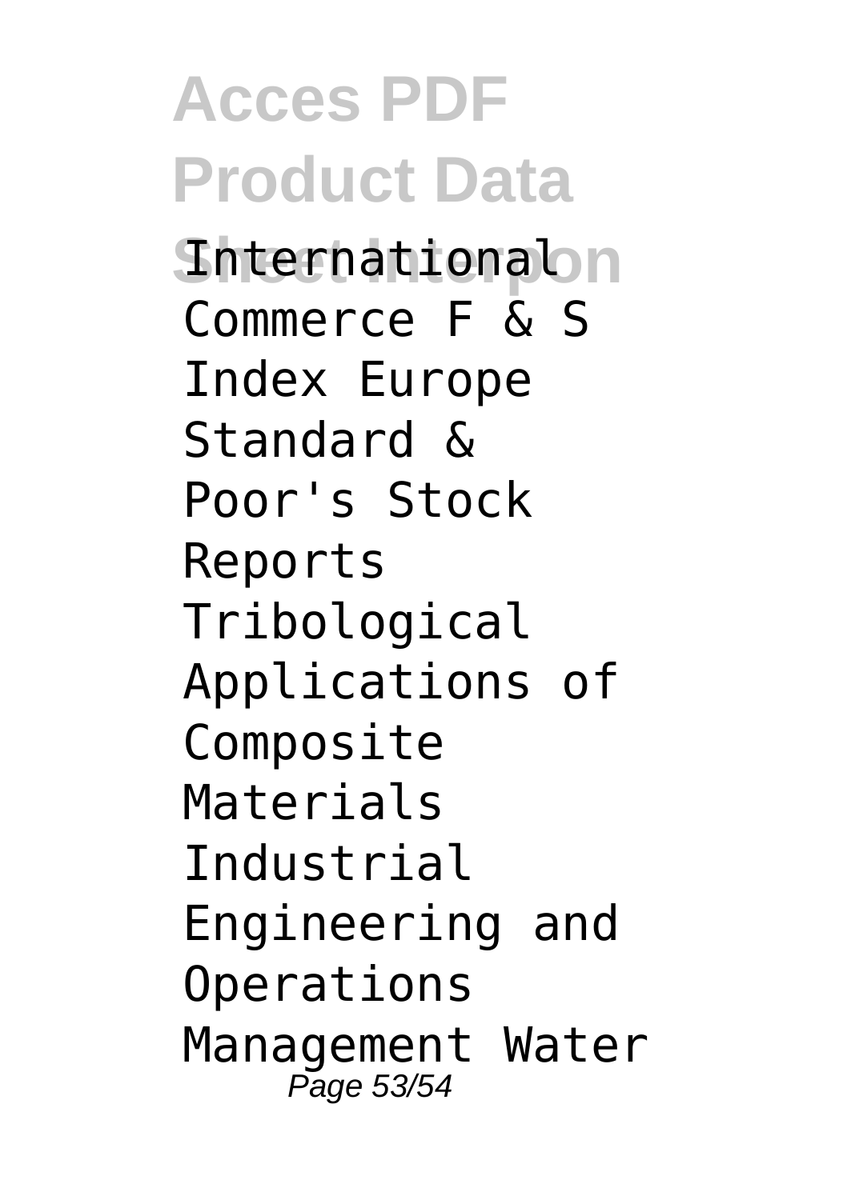International Commerce F & S Index Europe Standard & Poor's Stock Reports Tribological Applications of Composite Materials Industrial Engineering and Operations Management Water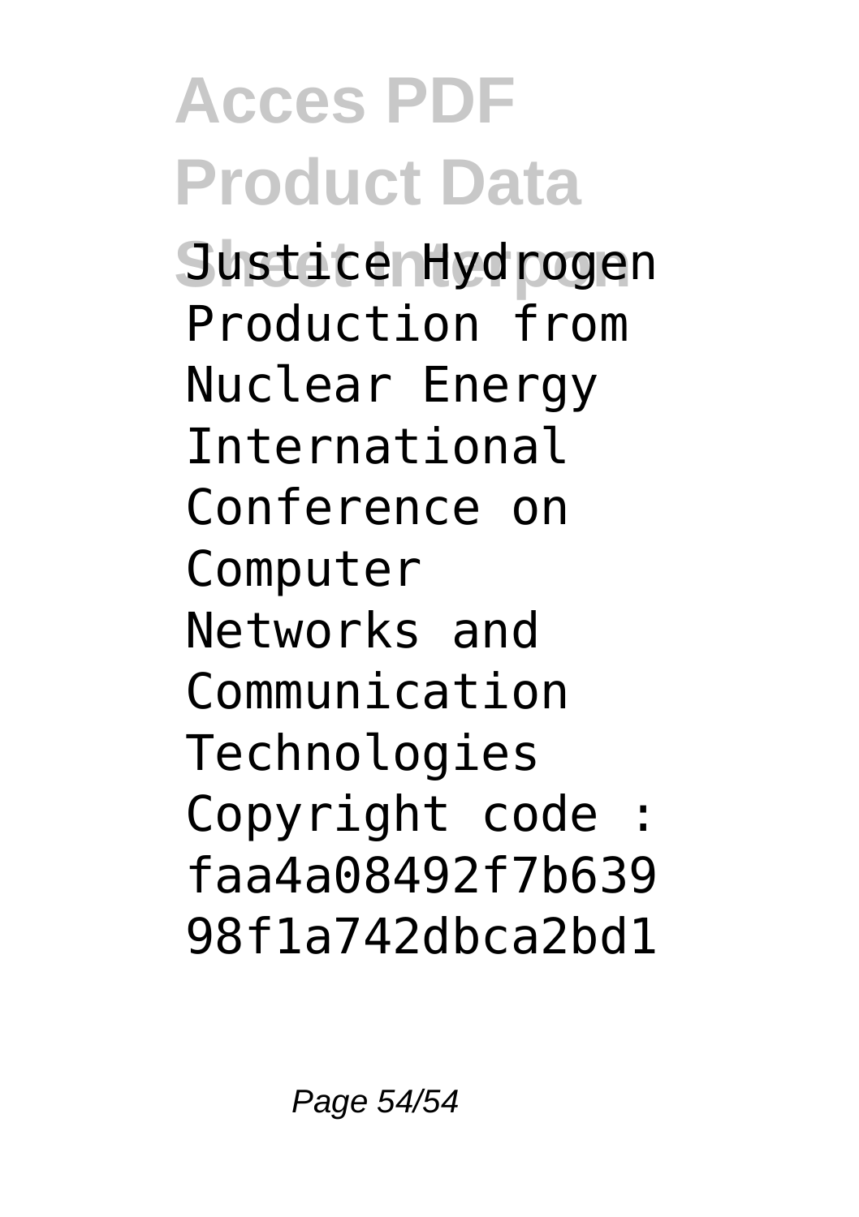Justice Hydrogen Production from Nuclear Energy International Conference on Computer Networks and Communication Technologies Copyright code : faa4a08492f7b63998f1a742dbca2bd1